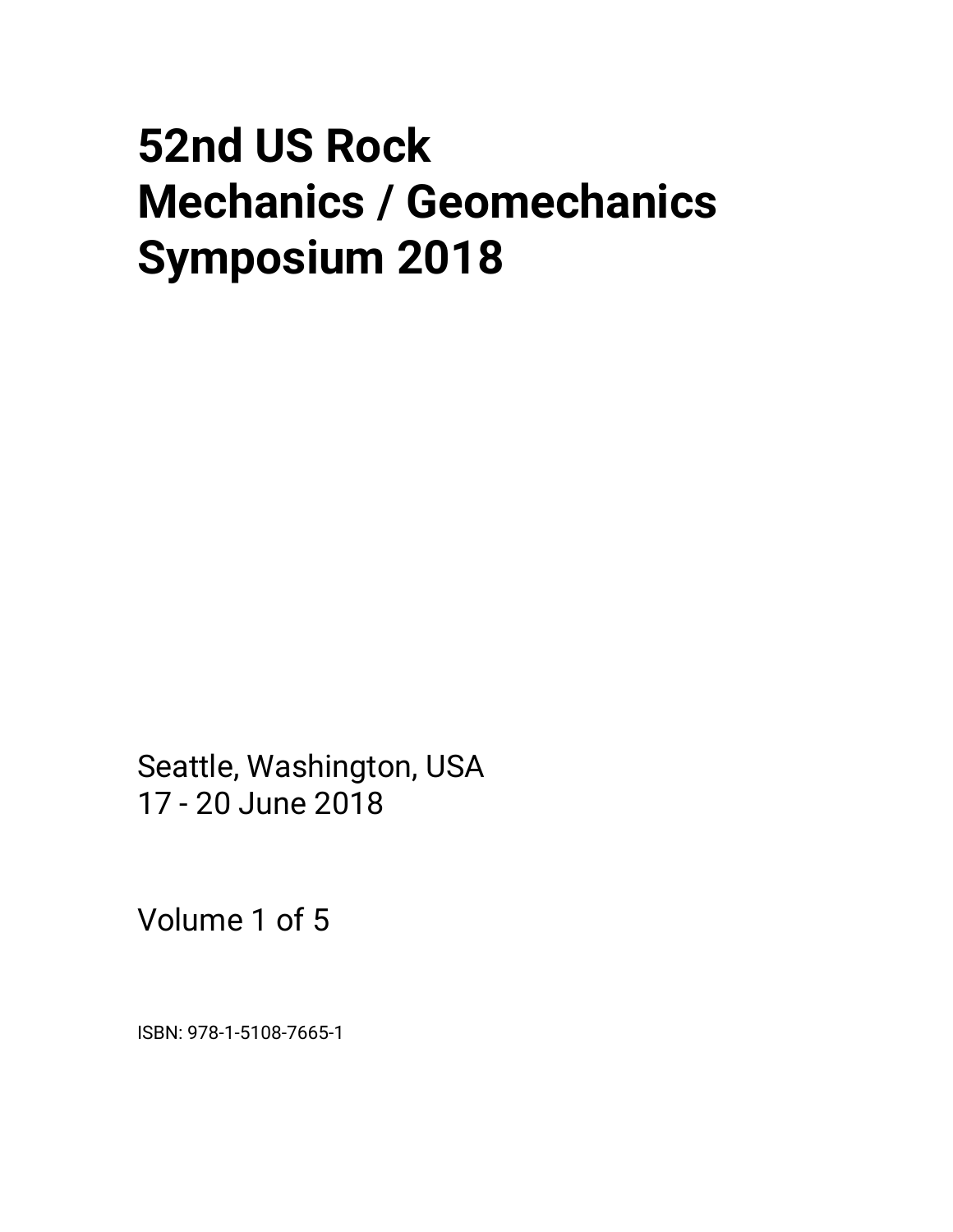# 52nd US Rock Mechanics / Geomechanics Symposium 2018

Seattle, Washington, USA
17 - 20 June 2018

Volume 1 of 5

ISBN: 978-1-5108-7665-1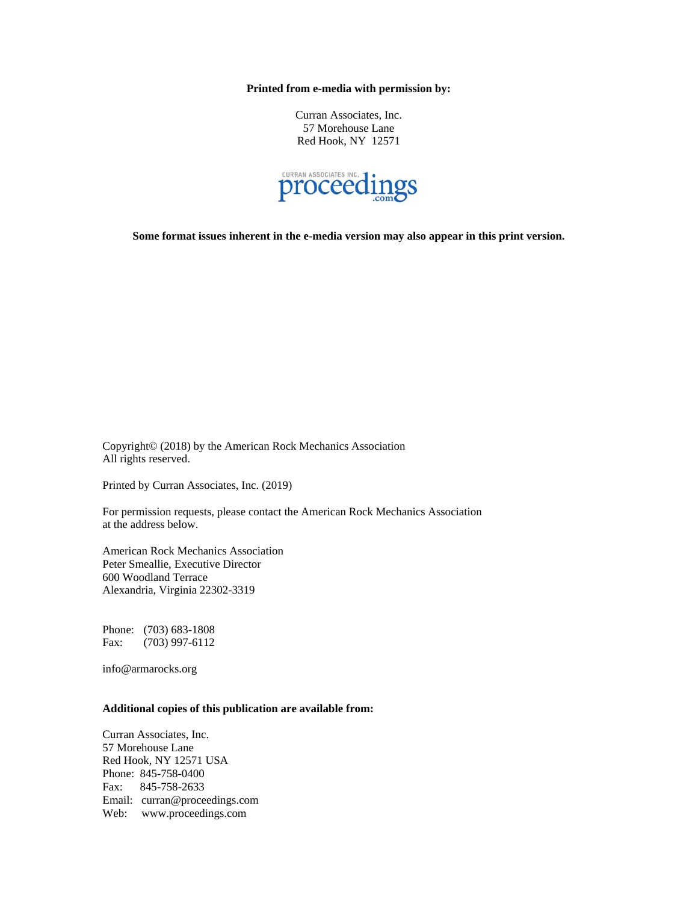**Printed from e-media with permission by:**

Curran Associates, Inc.
57 Morehouse Lane
Red Hook, NY 12571

CURRAN ASSOCIATES INC. proceedings.com

**Some format issues inherent in the e-media version may also appear in this print version.**

Copyright© (2018) by the American Rock Mechanics Association
All rights reserved.

Printed by Curran Associates, Inc. (2019)

For permission requests, please contact the American Rock Mechanics Association at the address below.

American Rock Mechanics Association
Peter Smeallie, Executive Director
600 Woodland Terrace
Alexandria, Virginia 22302-3319

Phone: (703) 683-1808
Fax: (703) 997-6112

info@armarocks.org

**Additional copies of this publication are available from:**

Curran Associates, Inc.
57 Morehouse Lane
Red Hook, NY 12571 USA
Phone: 845-758-0400
Fax: 845-758-2633
Email: curran@proceedings.com
Web: www.proceedings.com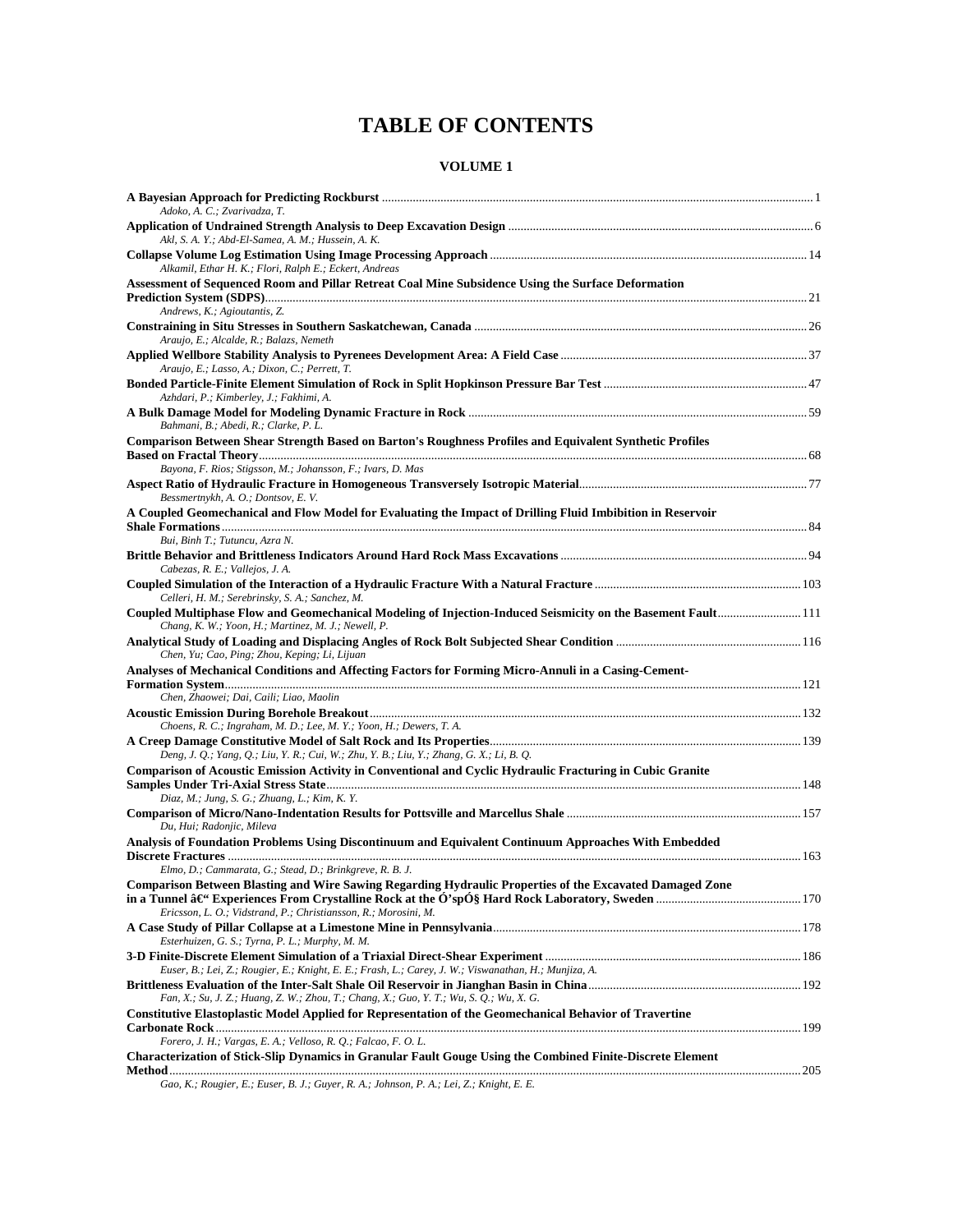# TABLE OF CONTENTS

## VOLUME 1

**A Bayesian Approach for Predicting Rockburst** ........ 1
*Adoko, A. C.; Zvarivadza, T.*

**Application of Undrained Strength Analysis to Deep Excavation Design** ........ 6
*Akl, S. A. Y.; Abd-El-Samea, A. M.; Hussein, A. K.*

**Collapse Volume Log Estimation Using Image Processing Approach** ........ 14
*Alkamil, Ethar H. K.; Flori, Ralph E.; Eckert, Andreas*

**Assessment of Sequenced Room and Pillar Retreat Coal Mine Subsidence Using the Surface Deformation Prediction System (SDPS)** ........ 21
*Andrews, K.; Agioutantis, Z.*

**Constraining in Situ Stresses in Southern Saskatchewan, Canada** ........ 26
*Araujo, E.; Alcalde, R.; Balazs, Nemeth*

**Applied Wellbore Stability Analysis to Pyrenees Development Area: A Field Case** ........ 37
*Araujo, E.; Lasso, A.; Dixon, C.; Perrett, T.*

**Bonded Particle-Finite Element Simulation of Rock in Split Hopkinson Pressure Bar Test** ........ 47
*Azhdari, P.; Kimberley, J.; Fakhimi, A.*

**A Bulk Damage Model for Modeling Dynamic Fracture in Rock** ........ 59
*Bahmani, B.; Abedi, R.; Clarke, P. L.*

**Comparison Between Shear Strength Based on Barton's Roughness Profiles and Equivalent Synthetic Profiles Based on Fractal Theory** ........ 68
*Bayona, F. Rios; Stigsson, M.; Johansson, F.; Ivars, D. Mas*

**Aspect Ratio of Hydraulic Fracture in Homogeneous Transversely Isotropic Material** ........ 77
*Bessmertnykh, A. O.; Dontsov, E. V.*

**A Coupled Geomechanical and Flow Model for Evaluating the Impact of Drilling Fluid Imbibition in Reservoir Shale Formations** ........ 84
*Bui, Binh T.; Tutuncu, Azra N.*

**Brittle Behavior and Brittleness Indicators Around Hard Rock Mass Excavations** ........ 94
*Cabezas, R. E.; Vallejos, J. A.*

**Coupled Simulation of the Interaction of a Hydraulic Fracture With a Natural Fracture** ........ 103
*Celleri, H. M.; Serebrinsky, S. A.; Sanchez, M.*

**Coupled Multiphase Flow and Geomechanical Modeling of Injection-Induced Seismicity on the Basement Fault** ........ 111
*Chang, K. W.; Yoon, H.; Martinez, M. J.; Newell, P.*

**Analytical Study of Loading and Displacing Angles of Rock Bolt Subjected Shear Condition** ........ 116
*Chen, Yu; Cao, Ping; Zhou, Keping; Li, Lijuan*

**Analyses of Mechanical Conditions and Affecting Factors for Forming Micro-Annuli in a Casing-Cement-Formation System** ........ 121
*Chen, Zhaowei; Dai, Caili; Liao, Maolin*

**Acoustic Emission During Borehole Breakout** ........ 132
*Choens, R. C.; Ingraham, M. D.; Lee, M. Y.; Yoon, H.; Dewers, T. A.*

**A Creep Damage Constitutive Model of Salt Rock and Its Properties** ........ 139
*Deng, J. Q.; Yang, Q.; Liu, Y. R.; Cui, W.; Zhu, Y. B.; Liu, Y.; Zhang, G. X.; Li, B. Q.*

**Comparison of Acoustic Emission Activity in Conventional and Cyclic Hydraulic Fracturing in Cubic Granite Samples Under Tri-Axial Stress State** ........ 148
*Diaz, M.; Jung, S. G.; Zhuang, L.; Kim, K. Y.*

**Comparison of Micro/Nano-Indentation Results for Pottsville and Marcellus Shale** ........ 157
*Du, Hui; Radonjic, Mileva*

**Analysis of Foundation Problems Using Discontinuum and Equivalent Continuum Approaches With Embedded Discrete Fractures** ........ 163
*Elmo, D.; Cammarata, G.; Stead, D.; Brinkgreve, R. B. J.*

**Comparison Between Blasting and Wire Sawing Regarding Hydraulic Properties of the Excavated Damaged Zone in a Tunnel â€“ Experiences From Crystalline Rock at the Ó'spÓ§ Hard Rock Laboratory, Sweden** ........ 170
*Ericsson, L. O.; Vidstrand, P.; Christiansson, R.; Morosini, M.*

**A Case Study of Pillar Collapse at a Limestone Mine in Pennsylvania** ........ 178
*Esterhuizen, G. S.; Tyrna, P. L.; Murphy, M. M.*

**3-D Finite-Discrete Element Simulation of a Triaxial Direct-Shear Experiment** ........ 186
*Euser, B.; Lei, Z.; Rougier, E.; Knight, E. E.; Frash, L.; Carey, J. W.; Viswanathan, H.; Munjiza, A.*

**Brittleness Evaluation of the Inter-Salt Shale Oil Reservoir in Jianghan Basin in China** ........ 192
*Fan, X.; Su, J. Z.; Huang, Z. W.; Zhou, T.; Chang, X.; Guo, Y. T.; Wu, S. Q.; Wu, X. G.*

**Constitutive Elastoplastic Model Applied for Representation of the Geomechanical Behavior of Travertine Carbonate Rock** ........ 199
*Forero, J. H.; Vargas, E. A.; Velloso, R. Q.; Falcao, F. O. L.*

**Characterization of Stick-Slip Dynamics in Granular Fault Gouge Using the Combined Finite-Discrete Element Method** ........ 205
*Gao, K.; Rougier, E.; Euser, B. J.; Guyer, R. A.; Johnson, P. A.; Lei, Z.; Knight, E. E.*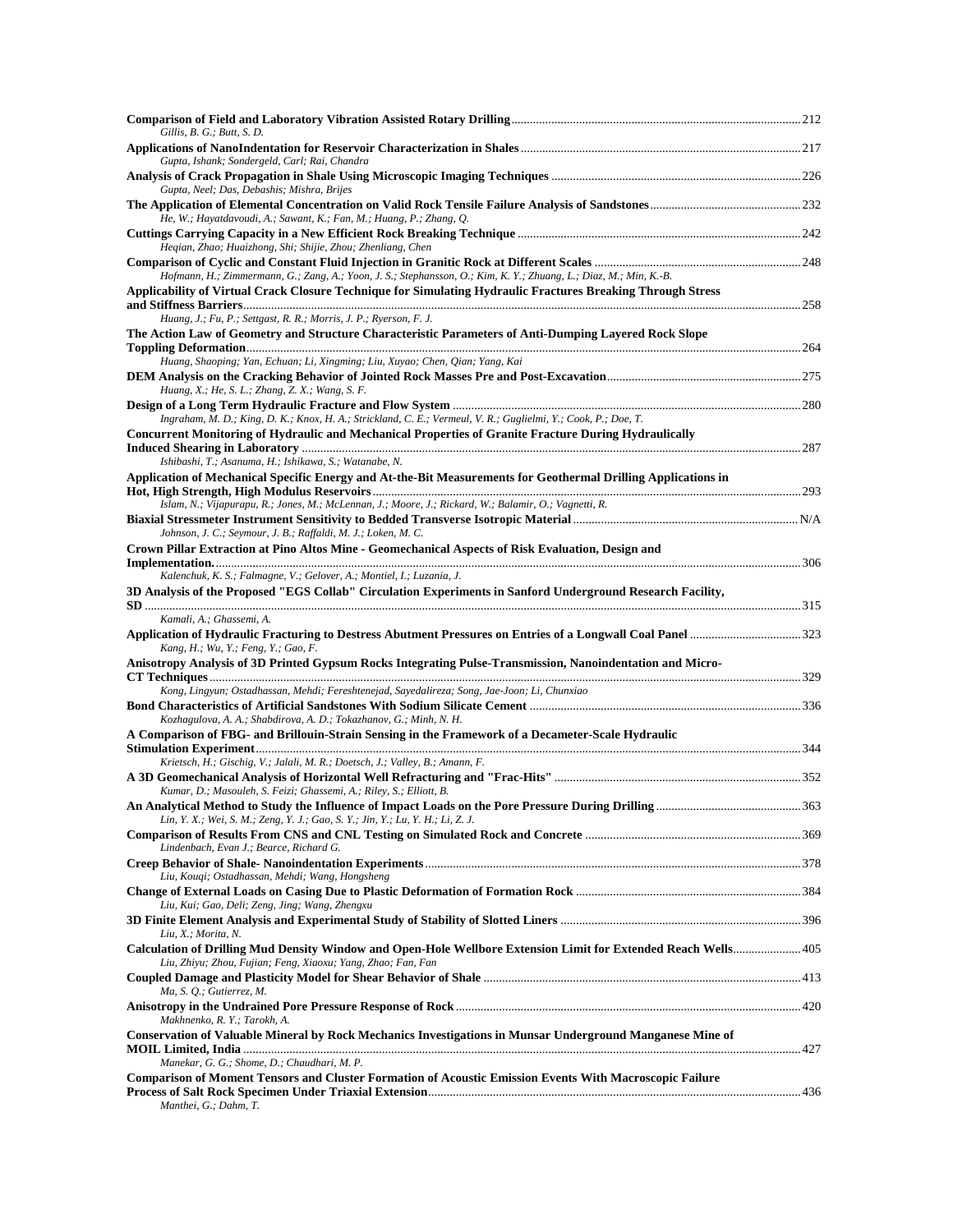**Comparison of Field and Laboratory Vibration Assisted Rotary Drilling** ........ 212
*Gillis, B. G.; Butt, S. D.*

**Applications of NanoIndentation for Reservoir Characterization in Shales** ........ 217
*Gupta, Ishank; Sondergeld, Carl; Rai, Chandra*

**Analysis of Crack Propagation in Shale Using Microscopic Imaging Techniques** ........ 226
*Gupta, Neel; Das, Debashis; Mishra, Brijes*

**The Application of Elemental Concentration on Valid Rock Tensile Failure Analysis of Sandstones** ........ 232
*He, W.; Hayatdavoudi, A.; Sawant, K.; Fan, M.; Huang, P.; Zhang, Q.*

**Cuttings Carrying Capacity in a New Efficient Rock Breaking Technique** ........ 242
*Heqian, Zhao; Huaizhong, Shi; Shijie, Zhou; Zhenliang, Chen*

**Comparison of Cyclic and Constant Fluid Injection in Granitic Rock at Different Scales** ........ 248
*Hofmann, H.; Zimmermann, G.; Zang, A.; Yoon, J. S.; Stephansson, O.; Kim, K. Y.; Zhuang, L.; Diaz, M.; Min, K.-B.*

**Applicability of Virtual Crack Closure Technique for Simulating Hydraulic Fractures Breaking Through Stress and Stiffness Barriers** ........ 258
*Huang, J.; Fu, P.; Settgast, R. R.; Morris, J. P.; Ryerson, F. J.*

**The Action Law of Geometry and Structure Characteristic Parameters of Anti-Dumping Layered Rock Slope Toppling Deformation** ........ 264
*Huang, Shaoping; Yan, Echuan; Li, Xingming; Liu, Xuyao; Chen, Qian; Yang, Kai*

**DEM Analysis on the Cracking Behavior of Jointed Rock Masses Pre and Post-Excavation** ........ 275
*Huang, X.; He, S. L.; Zhang, Z. X.; Wang, S. F.*

**Design of a Long Term Hydraulic Fracture and Flow System** ........ 280
*Ingraham, M. D.; King, D. K.; Knox, H. A.; Strickland, C. E.; Vermeul, V. R.; Guglielmi, Y.; Cook, P.; Doe, T.*

**Concurrent Monitoring of Hydraulic and Mechanical Properties of Granite Fracture During Hydraulically Induced Shearing in Laboratory** ........ 287
*Ishibashi, T.; Asanuma, H.; Ishikawa, S.; Watanabe, N.*

**Application of Mechanical Specific Energy and At-the-Bit Measurements for Geothermal Drilling Applications in Hot, High Strength, High Modulus Reservoirs** ........ 293
*Islam, N.; Vijapurapu, R.; Jones, M.; McLennan, J.; Moore, J.; Rickard, W.; Balamir, O.; Vagnetti, R.*

**Biaxial Stressmeter Instrument Sensitivity to Bedded Transverse Isotropic Material** ........ N/A
*Johnson, J. C.; Seymour, J. B.; Raffaldi, M. J.; Loken, M. C.*

**Crown Pillar Extraction at Pino Altos Mine - Geomechanical Aspects of Risk Evaluation, Design and Implementation.** ........ 306
*Kalenchuk, K. S.; Falmagne, V.; Gelover, A.; Montiel, I.; Luzania, J.*

**3D Analysis of the Proposed "EGS Collab" Circulation Experiments in Sanford Underground Research Facility, SD** ........ 315
*Kamali, A.; Ghassemi, A.*

**Application of Hydraulic Fracturing to Destress Abutment Pressures on Entries of a Longwall Coal Panel** ........ 323
*Kang, H.; Wu, Y.; Feng, Y.; Gao, F.*

**Anisotropy Analysis of 3D Printed Gypsum Rocks Integrating Pulse-Transmission, Nanoindentation and Micro-CT Techniques** ........ 329
*Kong, Lingyun; Ostadhassan, Mehdi; Fereshtenejad, Sayedalireza; Song, Jae-Joon; Li, Chunxiao*

**Bond Characteristics of Artificial Sandstones With Sodium Silicate Cement** ........ 336
*Kozhagulova, A. A.; Shabdirova, A. D.; Tokazhanov, G.; Minh, N. H.*

**A Comparison of FBG- and Brillouin-Strain Sensing in the Framework of a Decameter-Scale Hydraulic Stimulation Experiment** ........ 344
*Krietsch, H.; Gischig, V.; Jalali, M. R.; Doetsch, J.; Valley, B.; Amann, F.*

**A 3D Geomechanical Analysis of Horizontal Well Refracturing and "Frac-Hits"** ........ 352
*Kumar, D.; Masouleh, S. Feizi; Ghassemi, A.; Riley, S.; Elliott, B.*

**An Analytical Method to Study the Influence of Impact Loads on the Pore Pressure During Drilling** ........ 363
*Lin, Y. X.; Wei, S. M.; Zeng, Y. J.; Gao, S. Y.; Jin, Y.; Lu, Y. H.; Li, Z. J.*

**Comparison of Results From CNS and CNL Testing on Simulated Rock and Concrete** ........ 369
*Lindenbach, Evan J.; Bearce, Richard G.*

**Creep Behavior of Shale- Nanoindentation Experiments** ........ 378
*Liu, Kouqi; Ostadhassan, Mehdi; Wang, Hongsheng*

**Change of External Loads on Casing Due to Plastic Deformation of Formation Rock** ........ 384
*Liu, Kui; Gao, Deli; Zeng, Jing; Wang, Zhengxu*

**3D Finite Element Analysis and Experimental Study of Stability of Slotted Liners** ........ 396
*Liu, X.; Morita, N.*

**Calculation of Drilling Mud Density Window and Open-Hole Wellbore Extension Limit for Extended Reach Wells** ........ 405
*Liu, Zhiyu; Zhou, Fujian; Feng, Xiaoxu; Yang, Zhao; Fan, Fan*

**Coupled Damage and Plasticity Model for Shear Behavior of Shale** ........ 413
*Ma, S. Q.; Gutierrez, M.*

**Anisotropy in the Undrained Pore Pressure Response of Rock** ........ 420
*Makhnenko, R. Y.; Tarokh, A.*

**Conservation of Valuable Mineral by Rock Mechanics Investigations in Munsar Underground Manganese Mine of MOIL Limited, India** ........ 427
*Manekar, G. G.; Shome, D.; Chaudhari, M. P.*

**Comparison of Moment Tensors and Cluster Formation of Acoustic Emission Events With Macroscopic Failure Process of Salt Rock Specimen Under Triaxial Extension** ........ 436
*Manthei, G.; Dahm, T.*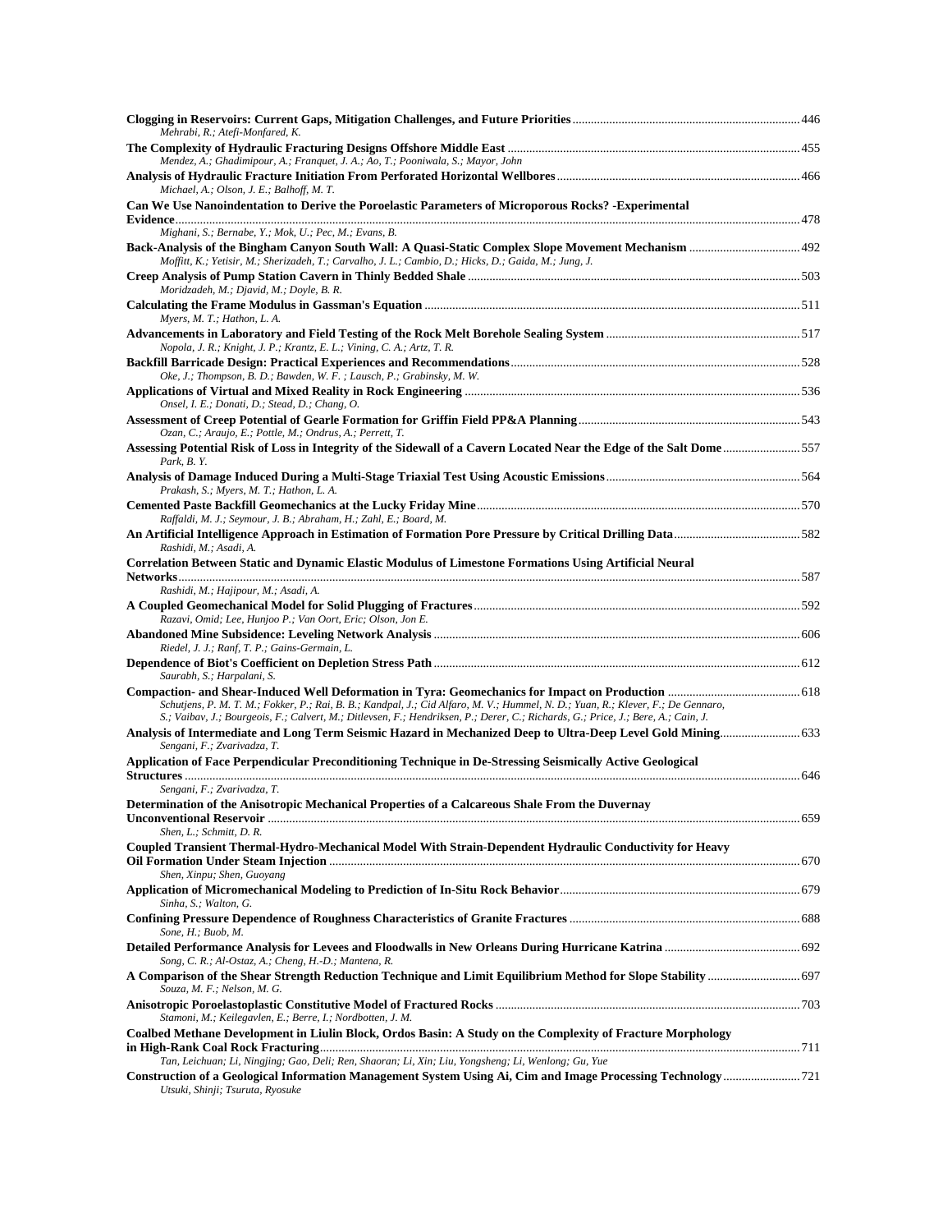**Clogging in Reservoirs: Current Gaps, Mitigation Challenges, and Future Priorities** ........ 446
*Mehrabi, R.; Atefi-Monfared, K.*

**The Complexity of Hydraulic Fracturing Designs Offshore Middle East** ........ 455
*Mendez, A.; Ghadimipour, A.; Franquet, J. A.; Ao, T.; Pooniwala, S.; Mayor, John*

**Analysis of Hydraulic Fracture Initiation From Perforated Horizontal Wellbores** ........ 466
*Michael, A.; Olson, J. E.; Balhoff, M. T.*

**Can We Use Nanoindentation to Derive the Poroelastic Parameters of Microporous Rocks? -Experimental Evidence** ........ 478
*Mighani, S.; Bernabe, Y.; Mok, U.; Pec, M.; Evans, B.*

**Back-Analysis of the Bingham Canyon South Wall: A Quasi-Static Complex Slope Movement Mechanism** ........ 492
*Moffitt, K.; Yetisir, M.; Sherizadeh, T.; Carvalho, J. L.; Cambio, D.; Hicks, D.; Gaida, M.; Jung, J.*

**Creep Analysis of Pump Station Cavern in Thinly Bedded Shale** ........ 503
*Moridzadeh, M.; Djavid, M.; Doyle, B. R.*

**Calculating the Frame Modulus in Gassman's Equation** ........ 511
*Myers, M. T.; Hathon, L. A.*

**Advancements in Laboratory and Field Testing of the Rock Melt Borehole Sealing System** ........ 517
*Nopola, J. R.; Knight, J. P.; Krantz, E. L.; Vining, C. A.; Artz, T. R.*

**Backfill Barricade Design: Practical Experiences and Recommendations** ........ 528
*Oke, J.; Thompson, B. D.; Bawden, W. F. ; Lausch, P.; Grabinsky, M. W.*

**Applications of Virtual and Mixed Reality in Rock Engineering** ........ 536
*Onsel, I. E.; Donati, D.; Stead, D.; Chang, O.*

**Assessment of Creep Potential of Gearle Formation for Griffin Field PP&A Planning** ........ 543
*Ozan, C.; Araujo, E.; Pottle, M.; Ondrus, A.; Perrett, T.*

**Assessing Potential Risk of Loss in Integrity of the Sidewall of a Cavern Located Near the Edge of the Salt Dome** ........ 557
*Park, B. Y.*

**Analysis of Damage Induced During a Multi-Stage Triaxial Test Using Acoustic Emissions** ........ 564
*Prakash, S.; Myers, M. T.; Hathon, L. A.*

**Cemented Paste Backfill Geomechanics at the Lucky Friday Mine** ........ 570
*Raffaldi, M. J.; Seymour, J. B.; Abraham, H.; Zahl, E.; Board, M.*

**An Artificial Intelligence Approach in Estimation of Formation Pore Pressure by Critical Drilling Data** ........ 582
*Rashidi, M.; Asadi, A.*

**Correlation Between Static and Dynamic Elastic Modulus of Limestone Formations Using Artificial Neural Networks** ........ 587
*Rashidi, M.; Hajipour, M.; Asadi, A.*

**A Coupled Geomechanical Model for Solid Plugging of Fractures** ........ 592
*Razavi, Omid; Lee, Hunjoo P.; Van Oort, Eric; Olson, Jon E.*

**Abandoned Mine Subsidence: Leveling Network Analysis** ........ 606
*Riedel, J. J.; Ranf, T. P.; Gains-Germain, L.*

**Dependence of Biot's Coefficient on Depletion Stress Path** ........ 612
*Saurabh, S.; Harpalani, S.*

**Compaction- and Shear-Induced Well Deformation in Tyra: Geomechanics for Impact on Production** ........ 618
*Schutjens, P. M. T. M.; Fokker, P.; Rai, B. B.; Kandpal, J.; Cid Alfaro, M. V.; Hummel, N. D.; Yuan, R.; Klever, F.; De Gennaro, S.; Vaibav, J.; Bourgeois, F.; Calvert, M.; Ditlevsen, F.; Hendriksen, P.; Derer, C.; Richards, G.; Price, J.; Bere, A.; Cain, J.*

**Analysis of Intermediate and Long Term Seismic Hazard in Mechanized Deep to Ultra-Deep Level Gold Mining** ........ 633
*Sengani, F.; Zvarivadza, T.*

**Application of Face Perpendicular Preconditioning Technique in De-Stressing Seismically Active Geological Structures** ........ 646
*Sengani, F.; Zvarivadza, T.*

**Determination of the Anisotropic Mechanical Properties of a Calcareous Shale From the Duvernay Unconventional Reservoir** ........ 659
*Shen, L.; Schmitt, D. R.*

**Coupled Transient Thermal-Hydro-Mechanical Model With Strain-Dependent Hydraulic Conductivity for Heavy Oil Formation Under Steam Injection** ........ 670
*Shen, Xinpu; Shen, Guoyang*

**Application of Micromechanical Modeling to Prediction of In-Situ Rock Behavior** ........ 679
*Sinha, S.; Walton, G.*

**Confining Pressure Dependence of Roughness Characteristics of Granite Fractures** ........ 688
*Sone, H.; Buob, M.*

**Detailed Performance Analysis for Levees and Floodwalls in New Orleans During Hurricane Katrina** ........ 692
*Song, C. R.; Al-Ostaz, A.; Cheng, H.-D.; Mantena, R.*

**A Comparison of the Shear Strength Reduction Technique and Limit Equilibrium Method for Slope Stability** ........ 697
*Souza, M. F.; Nelson, M. G.*

**Anisotropic Poroelastoplastic Constitutive Model of Fractured Rocks** ........ 703
*Stamoni, M.; Keilegavlen, E.; Berre, I.; Nordbotten, J. M.*

**Coalbed Methane Development in Liulin Block, Ordos Basin: A Study on the Complexity of Fracture Morphology in High-Rank Coal Rock Fracturing** ........ 711
*Tan, Leichuan; Li, Ningjing; Gao, Deli; Ren, Shaoran; Li, Xin; Liu, Yongsheng; Li, Wenlong; Gu, Yue*

**Construction of a Geological Information Management System Using Ai, Cim and Image Processing Technology** ........ 721
*Utsuki, Shinji; Tsuruta, Ryosuke*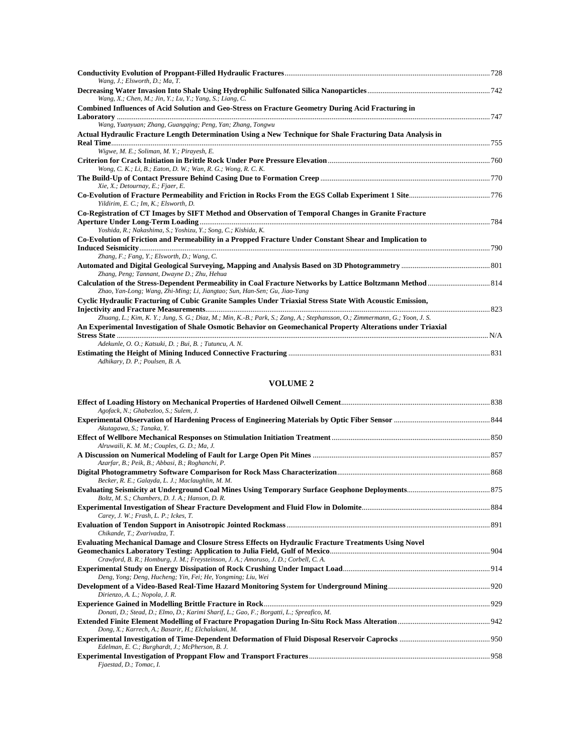**Conductivity Evolution of Proppant-Filled Hydraulic Fractures** ........ 728
*Wang, J.; Elsworth, D.; Ma, T.*

**Decreasing Water Invasion Into Shale Using Hydrophilic Sulfonated Silica Nanoparticles** ........ 742
*Wang, X.; Chen, M.; Jin, Y.; Lu, Y.; Yang, S.; Liang, C.*

**Combined Influences of Acid Solution and Geo-Stress on Fracture Geometry During Acid Fracturing in Laboratory** ........ 747
*Wang, Yuanyuan; Zhang, Guangqing; Peng, Yan; Zhang, Tongwu*

**Actual Hydraulic Fracture Length Determination Using a New Technique for Shale Fracturing Data Analysis in Real Time** ........ 755
*Wigwe, M. E.; Soliman, M. Y.; Pirayesh, E.*

**Criterion for Crack Initiation in Brittle Rock Under Pore Pressure Elevation** ........ 760
*Wong, C. K.; Li, B.; Eaton, D. W.; Wan, R. G.; Wong, R. C. K.*

**The Build-Up of Contact Pressure Behind Casing Due to Formation Creep** ........ 770
*Xie, X.; Detournay, E.; Fjaer, E.*

**Co-Evolution of Fracture Permeability and Friction in Rocks From the EGS Collab Experiment 1 Site** ........ 776
*Yildirim, E. C.; Im, K.; Elsworth, D.*

**Co-Registration of CT Images by SIFT Method and Observation of Temporal Changes in Granite Fracture Aperture Under Long-Term Loading** ........ 784
*Yoshida, R.; Nakashima, S.; Yoshizu, Y.; Song, C.; Kishida, K.*

**Co-Evolution of Friction and Permeability in a Propped Fracture Under Constant Shear and Implication to Induced Seismicity** ........ 790
*Zhang, F.; Fang, Y.; Elsworth, D.; Wang, C.*

**Automated and Digital Geological Surveying, Mapping and Analysis Based on 3D Photogrammetry** ........ 801
*Zhang, Peng; Tannant, Dwayne D.; Zhu, Hehua*

**Calculation of the Stress-Dependent Permeability in Coal Fracture Networks by Lattice Boltzmann Method** ........ 814
*Zhao, Yan-Long; Wang, Zhi-Ming; Li, Jiangtao; Sun, Han-Sen; Gu, Jiao-Yang*

**Cyclic Hydraulic Fracturing of Cubic Granite Samples Under Triaxial Stress State With Acoustic Emission, Injectivity and Fracture Measurements** ........ 823
*Zhuang, L.; Kim, K. Y.; Jung, S. G.; Diaz, M.; Min, K.-B.; Park, S.; Zang, A.; Stephansson, O.; Zimmermann, G.; Yoon, J. S.*

**An Experimental Investigation of Shale Osmotic Behavior on Geomechanical Property Alterations under Triaxial Stress State** ........ N/A
*Adekunle, O. O.; Katsuki, D. ; Bui, B. ; Tutuncu, A. N.*

**Estimating the Height of Mining Induced Connective Fracturing** ........ 831
*Adhikary, D. P.; Poulsen, B. A.*

## VOLUME 2

**Effect of Loading History on Mechanical Properties of Hardened Oilwell Cement** ........ 838
*Agofack, N.; Ghabezloo, S.; Sulem, J.*

**Experimental Observation of Hardening Process of Engineering Materials by Optic Fiber Sensor** ........ 844
*Akutagawa, S.; Tanaka, Y.*

**Effect of Wellbore Mechanical Responses on Stimulation Initiation Treatment** ........ 850
*Alruwaili, K. M. M.; Couples, G. D.; Ma, J.*

**A Discussion on Numerical Modeling of Fault for Large Open Pit Mines** ........ 857
*Azarfar, B.; Peik, B.; Abbasi, B.; Roghanchi, P.*

**Digital Photogrammetry Software Comparison for Rock Mass Characterization** ........ 868
*Becker, R. E.; Galayda, L. J.; Maclaughlin, M. M.*

**Evaluating Seismicity at Underground Coal Mines Using Temporary Surface Geophone Deployments** ........ 875
*Boltz, M. S.; Chambers, D. J. A.; Hanson, D. R.*

**Experimental Investigation of Shear Fracture Development and Fluid Flow in Dolomite** ........ 884
*Carey, J. W.; Frash, L. P.; Ickes, T.*

**Evaluation of Tendon Support in Anisotropic Jointed Rockmass** ........ 891
*Chikande, T.; Zvarivadza, T.*

**Evaluating Mechanical Damage and Closure Stress Effects on Hydraulic Fracture Treatments Using Novel Geomechanics Laboratory Testing: Application to Julia Field, Gulf of Mexico** ........ 904
*Crawford, B. R.; Homburg, J. M.; Freysteinson, J. A.; Amoruso, J. D.; Corbell, C. A.*

**Experimental Study on Energy Dissipation of Rock Crushing Under Impact Load** ........ 914
*Deng, Yong; Deng, Hucheng; Yin, Fei; He, Yongming; Liu, Wei*

**Development of a Video-Based Real-Time Hazard Monitoring System for Underground Mining** ........ 920
*Dirienzo, A. L.; Nopola, J. R.*

**Experience Gained in Modelling Brittle Fracture in Rock** ........ 929
*Donati, D.; Stead, D.; Elmo, D.; Karimi Sharif, L.; Gao, F.; Borgatti, L.; Spreafico, M.*

**Extended Finite Element Modelling of Fracture Propagation During In-Situ Rock Mass Alteration** ........ 942
*Dong, X.; Karrech, A.; Basarir, H.; Elchalakani, M.*

**Experimental Investigation of Time-Dependent Deformation of Fluid Disposal Reservoir Caprocks** ........ 950
*Edelman, E. C.; Burghardt, J.; McPherson, B. J.*

**Experimental Investigation of Proppant Flow and Transport Fractures** ........ 958
*Fjaestad, D.; Tomac, I.*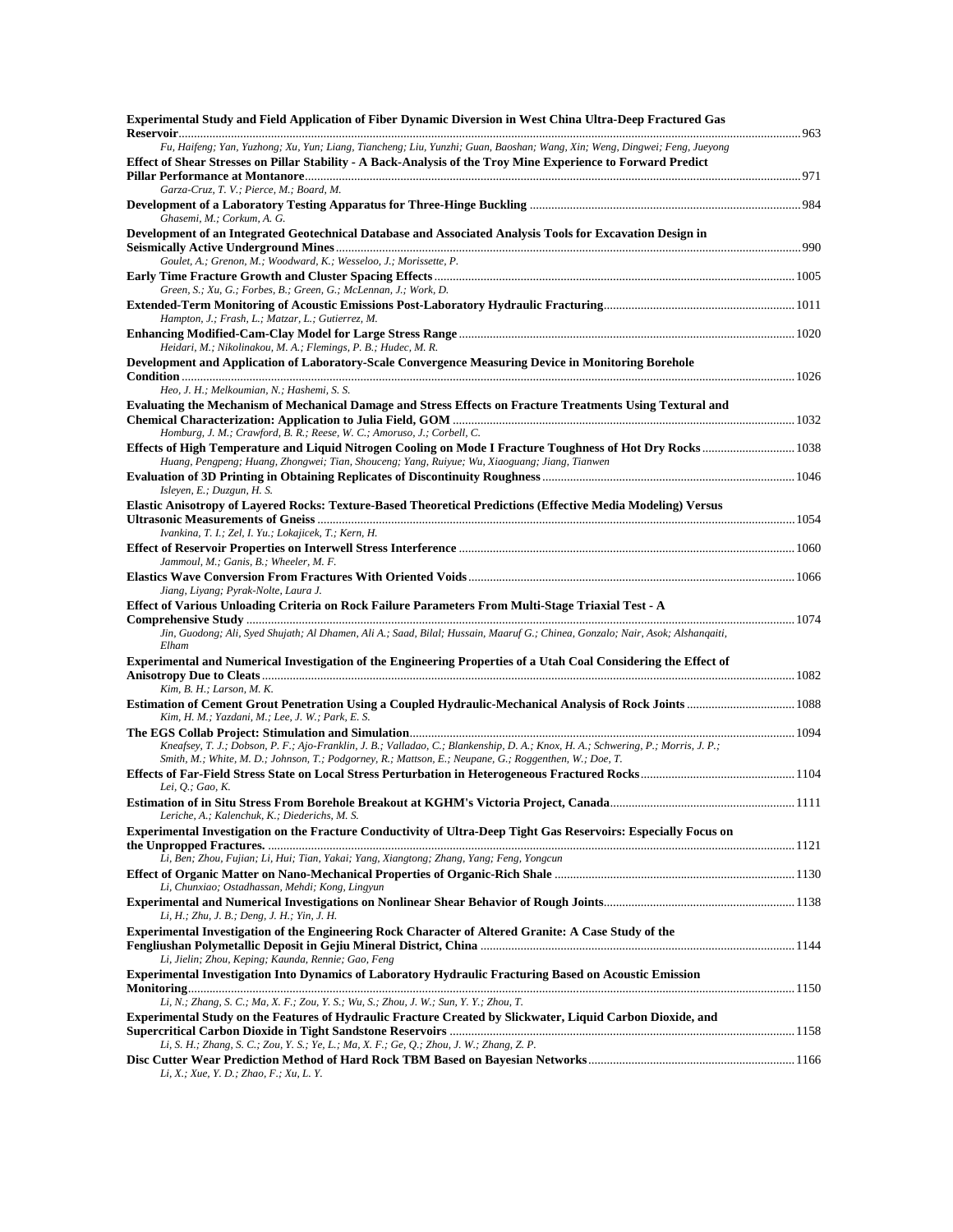**Experimental Study and Field Application of Fiber Dynamic Diversion in West China Ultra-Deep Fractured Gas Reservoir** .......... 963
*Fu, Haifeng; Yan, Yuzhong; Xu, Yun; Liang, Tiancheng; Liu, Yunzhi; Guan, Baoshan; Wang, Xin; Weng, Dingwei; Feng, Jueyong*

**Effect of Shear Stresses on Pillar Stability - A Back-Analysis of the Troy Mine Experience to Forward Predict Pillar Performance at Montanore** .......... 971
*Garza-Cruz, T. V.; Pierce, M.; Board, M.*

**Development of a Laboratory Testing Apparatus for Three-Hinge Buckling** .......... 984
*Ghasemi, M.; Corkum, A. G.*

**Development of an Integrated Geotechnical Database and Associated Analysis Tools for Excavation Design in Seismically Active Underground Mines** .......... 990
*Goulet, A.; Grenon, M.; Woodward, K.; Wesseloo, J.; Morissette, P.*

**Early Time Fracture Growth and Cluster Spacing Effects** .......... 1005
*Green, S.; Xu, G.; Forbes, B.; Green, G.; McLennan, J.; Work, D.*

**Extended-Term Monitoring of Acoustic Emissions Post-Laboratory Hydraulic Fracturing** .......... 1011
*Hampton, J.; Frash, L.; Matzar, L.; Gutierrez, M.*

**Enhancing Modified-Cam-Clay Model for Large Stress Range** .......... 1020
*Heidari, M.; Nikolinakou, M. A.; Flemings, P. B.; Hudec, M. R.*

**Development and Application of Laboratory-Scale Convergence Measuring Device in Monitoring Borehole Condition** .......... 1026
*Heo, J. H.; Melkoumian, N.; Hashemi, S. S.*

**Evaluating the Mechanism of Mechanical Damage and Stress Effects on Fracture Treatments Using Textural and Chemical Characterization: Application to Julia Field, GOM** .......... 1032
*Homburg, J. M.; Crawford, B. R.; Reese, W. C.; Amoruso, J.; Corbell, C.*

**Effects of High Temperature and Liquid Nitrogen Cooling on Mode I Fracture Toughness of Hot Dry Rocks** .......... 1038
*Huang, Pengpeng; Huang, Zhongwei; Tian, Shouceng; Yang, Ruiyue; Wu, Xiaoguang; Jiang, Tianwen*

**Evaluation of 3D Printing in Obtaining Replicates of Discontinuity Roughness** .......... 1046
*Isleyen, E.; Duzgun, H. S.*

**Elastic Anisotropy of Layered Rocks: Texture-Based Theoretical Predictions (Effective Media Modeling) Versus Ultrasonic Measurements of Gneiss** .......... 1054
*Ivankina, T. I.; Zel, I. Yu.; Lokajicek, T.; Kern, H.*

**Effect of Reservoir Properties on Interwell Stress Interference** .......... 1060
*Jammoul, M.; Ganis, B.; Wheeler, M. F.*

**Elastics Wave Conversion From Fractures With Oriented Voids** .......... 1066
*Jiang, Liyang; Pyrak-Nolte, Laura J.*

**Effect of Various Unloading Criteria on Rock Failure Parameters From Multi-Stage Triaxial Test - A Comprehensive Study** .......... 1074
*Jin, Guodong; Ali, Syed Shujath; Al Dhamen, Ali A.; Saad, Bilal; Hussain, Maaruf G.; Chinea, Gonzalo; Nair, Asok; Alshanqaiti, Elham*

**Experimental and Numerical Investigation of the Engineering Properties of a Utah Coal Considering the Effect of Anisotropy Due to Cleats** .......... 1082
*Kim, B. H.; Larson, M. K.*

**Estimation of Cement Grout Penetration Using a Coupled Hydraulic-Mechanical Analysis of Rock Joints** .......... 1088
*Kim, H. M.; Yazdani, M.; Lee, J. W.; Park, E. S.*

**The EGS Collab Project: Stimulation and Simulation** .......... 1094
*Kneafsey, T. J.; Dobson, P. F.; Ajo-Franklin, J. B.; Valladao, C.; Blankenship, D. A.; Knox, H. A.; Schwering, P.; Morris, J. P.; Smith, M.; White, M. D.; Johnson, T.; Podgorney, R.; Mattson, E.; Neupane, G.; Roggenthen, W.; Doe, T.*

**Effects of Far-Field Stress State on Local Stress Perturbation in Heterogeneous Fractured Rocks** .......... 1104
*Lei, Q.; Gao, K.*

**Estimation of in Situ Stress From Borehole Breakout at KGHM's Victoria Project, Canada** .......... 1111
*Leriche, A.; Kalenchuk, K.; Diederichs, M. S.*

**Experimental Investigation on the Fracture Conductivity of Ultra-Deep Tight Gas Reservoirs: Especially Focus on the Unpropped Fractures.** .......... 1121
*Li, Ben; Zhou, Fujian; Li, Hui; Tian, Yakai; Yang, Xiangtong; Zhang, Yang; Feng, Yongcun*

**Effect of Organic Matter on Nano-Mechanical Properties of Organic-Rich Shale** .......... 1130
*Li, Chunxiao; Ostadhassan, Mehdi; Kong, Lingyun*

**Experimental and Numerical Investigations on Nonlinear Shear Behavior of Rough Joints** .......... 1138
*Li, H.; Zhu, J. B.; Deng, J. H.; Yin, J. H.*

**Experimental Investigation of the Engineering Rock Character of Altered Granite: A Case Study of the Fengliushan Polymetallic Deposit in Gejiu Mineral District, China** .......... 1144
*Li, Jielin; Zhou, Keping; Kaunda, Rennie; Gao, Feng*

**Experimental Investigation Into Dynamics of Laboratory Hydraulic Fracturing Based on Acoustic Emission Monitoring** .......... 1150
*Li, N.; Zhang, S. C.; Ma, X. F.; Zou, Y. S.; Wu, S.; Zhou, J. W.; Sun, Y. Y.; Zhou, T.*

**Experimental Study on the Features of Hydraulic Fracture Created by Slickwater, Liquid Carbon Dioxide, and Supercritical Carbon Dioxide in Tight Sandstone Reservoirs** .......... 1158
*Li, S. H.; Zhang, S. C.; Zou, Y. S.; Ye, L.; Ma, X. F.; Ge, Q.; Zhou, J. W.; Zhang, Z. P.*

**Disc Cutter Wear Prediction Method of Hard Rock TBM Based on Bayesian Networks** .......... 1166
*Li, X.; Xue, Y. D.; Zhao, F.; Xu, L. Y.*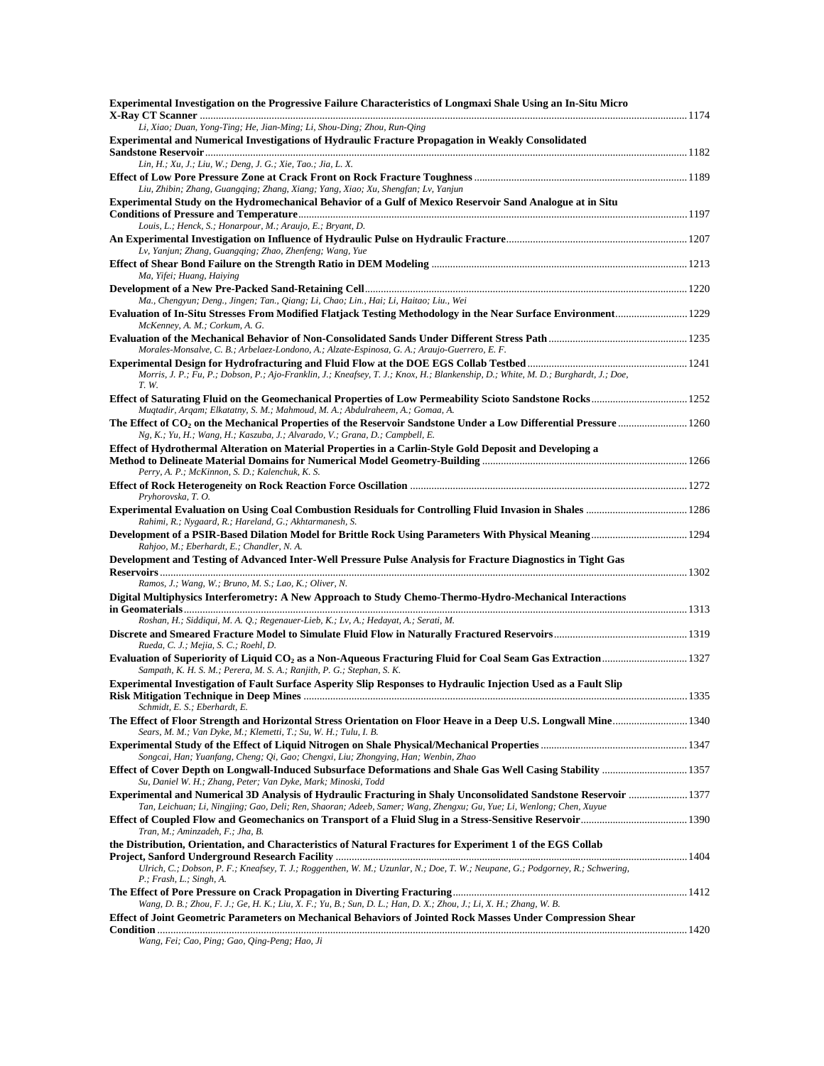**Experimental Investigation on the Progressive Failure Characteristics of Longmaxi Shale Using an In-Situ Micro X-Ray CT Scanner** ............ 1174
*Li, Xiao; Duan, Yong-Ting; He, Jian-Ming; Li, Shou-Ding; Zhou, Run-Qing*

**Experimental and Numerical Investigations of Hydraulic Fracture Propagation in Weakly Consolidated Sandstone Reservoir** ............ 1182
*Lin, H.; Xu, J.; Liu, W.; Deng, J. G.; Xie, Tao.; Jia, L. X.*

**Effect of Low Pore Pressure Zone at Crack Front on Rock Fracture Toughness** ............ 1189
*Liu, Zhibin; Zhang, Guangqing; Zhang, Xiang; Yang, Xiao; Xu, Shengfan; Lv, Yanjun*

**Experimental Study on the Hydromechanical Behavior of a Gulf of Mexico Reservoir Sand Analogue at in Situ Conditions of Pressure and Temperature** ............ 1197
*Louis, L.; Henck, S.; Honarpour, M.; Araujo, E.; Bryant, D.*

**An Experimental Investigation on Influence of Hydraulic Pulse on Hydraulic Fracture** ............ 1207
*Lv, Yanjun; Zhang, Guangqing; Zhao, Zhenfeng; Wang, Yue*

**Effect of Shear Bond Failure on the Strength Ratio in DEM Modeling** ............ 1213
*Ma, Yifei; Huang, Haiying*

**Development of a New Pre-Packed Sand-Retaining Cell** ............ 1220
*Ma., Chengyun; Deng., Jingen; Tan., Qiang; Li, Chao; Lin., Hai; Li, Haitao; Liu., Wei*

**Evaluation of In-Situ Stresses From Modified Flatjack Testing Methodology in the Near Surface Environment** ............ 1229
*McKenney, A. M.; Corkum, A. G.*

**Evaluation of the Mechanical Behavior of Non-Consolidated Sands Under Different Stress Path** ............ 1235
*Morales-Monsalve, C. B.; Arbelaez-Londono, A.; Alzate-Espinosa, G. A.; Araujo-Guerrero, E. F.*

**Experimental Design for Hydrofracturing and Fluid Flow at the DOE EGS Collab Testbed** ............ 1241
*Morris, J. P.; Fu, P.; Dobson, P.; Ajo-Franklin, J.; Kneafsey, T. J.; Knox, H.; Blankenship, D.; White, M. D.; Burghardt, J.; Doe, T. W.*

**Effect of Saturating Fluid on the Geomechanical Properties of Low Permeability Scioto Sandstone Rocks** ............ 1252
*Muqtadir, Arqam; Elkatatny, S. M.; Mahmoud, M. A.; Abdulraheem, A.; Gomaa, A.*

**The Effect of $CO_2$ on the Mechanical Properties of the Reservoir Sandstone Under a Low Differential Pressure** ............ 1260
*Ng, K.; Yu, H.; Wang, H.; Kaszuba, J.; Alvarado, V.; Grana, D.; Campbell, E.*

**Effect of Hydrothermal Alteration on Material Properties in a Carlin-Style Gold Deposit and Developing a Method to Delineate Material Domains for Numerical Model Geometry-Building** ............ 1266
*Perry, A. P.; McKinnon, S. D.; Kalenchuk, K. S.*

**Effect of Rock Heterogeneity on Rock Reaction Force Oscillation** ............ 1272
*Pryhorovska, T. O.*

**Experimental Evaluation on Using Coal Combustion Residuals for Controlling Fluid Invasion in Shales** ............ 1286
*Rahimi, R.; Nygaard, R.; Hareland, G.; Akhtarmanesh, S.*

**Development of a PSIR-Based Dilation Model for Brittle Rock Using Parameters With Physical Meaning** ............ 1294
*Rahjoo, M.; Eberhardt, E.; Chandler, N. A.*

**Development and Testing of Advanced Inter-Well Pressure Pulse Analysis for Fracture Diagnostics in Tight Gas Reservoirs** ............ 1302
*Ramos, J.; Wang, W.; Bruno, M. S.; Lao, K.; Oliver, N.*

**Digital Multiphysics Interferometry: A New Approach to Study Chemo-Thermo-Hydro-Mechanical Interactions in Geomaterials** ............ 1313
*Roshan, H.; Siddiqui, M. A. Q.; Regenauer-Lieb, K.; Lv, A.; Hedayat, A.; Serati, M.*

**Discrete and Smeared Fracture Model to Simulate Fluid Flow in Naturally Fractured Reservoirs** ............ 1319
*Rueda, C. J.; Mejia, S. C.; Roehl, D.*

**Evaluation of Superiority of Liquid $CO_2$ as a Non-Aqueous Fracturing Fluid for Coal Seam Gas Extraction** ............ 1327
*Sampath, K. H. S. M.; Perera, M. S. A.; Ranjith, P. G.; Stephan, S. K.*

**Experimental Investigation of Fault Surface Asperity Slip Responses to Hydraulic Injection Used as a Fault Slip Risk Mitigation Technique in Deep Mines** ............ 1335
*Schmidt, E. S.; Eberhardt, E.*

**The Effect of Floor Strength and Horizontal Stress Orientation on Floor Heave in a Deep U.S. Longwall Mine** ............ 1340
*Sears, M. M.; Van Dyke, M.; Klemetti, T.; Su, W. H.; Tulu, I. B.*

**Experimental Study of the Effect of Liquid Nitrogen on Shale Physical/Mechanical Properties** ............ 1347
*Songcai, Han; Yuanfang, Cheng; Qi, Gao; Chengxi, Liu; Zhongying, Han; Wenbin, Zhao*

**Effect of Cover Depth on Longwall-Induced Subsurface Deformations and Shale Gas Well Casing Stability** ............ 1357
*Su, Daniel W. H.; Zhang, Peter; Van Dyke, Mark; Minoski, Todd*

**Experimental and Numerical 3D Analysis of Hydraulic Fracturing in Shaly Unconsolidated Sandstone Reservoir** ............ 1377
*Tan, Leichuan; Li, Ningjing; Gao, Deli; Ren, Shaoran; Adeeb, Samer; Wang, Zhengxu; Gu, Yue; Li, Wenlong; Chen, Xuyue*

**Effect of Coupled Flow and Geomechanics on Transport of a Fluid Slug in a Stress-Sensitive Reservoir** ............ 1390
*Tran, M.; Aminzadeh, F.; Jha, B.*

**the Distribution, Orientation, and Characteristics of Natural Fractures for Experiment 1 of the EGS Collab Project, Sanford Underground Research Facility** ............ 1404
*Ulrich, C.; Dobson, P. F.; Kneafsey, T. J.; Roggenthen, W. M.; Uzunlar, N.; Doe, T. W.; Neupane, G.; Podgorney, R.; Schwering, P.; Frash, L.; Singh, A.*

**The Effect of Pore Pressure on Crack Propagation in Diverting Fracturing** ............ 1412
*Wang, D. B.; Zhou, F. J.; Ge, H. K.; Liu, X. F.; Yu, B.; Sun, D. L.; Han, D. X.; Zhou, J.; Li, X. H.; Zhang, W. B.*

**Effect of Joint Geometric Parameters on Mechanical Behaviors of Jointed Rock Masses Under Compression Shear Condition** ............ 1420
*Wang, Fei; Cao, Ping; Gao, Qing-Peng; Hao, Ji*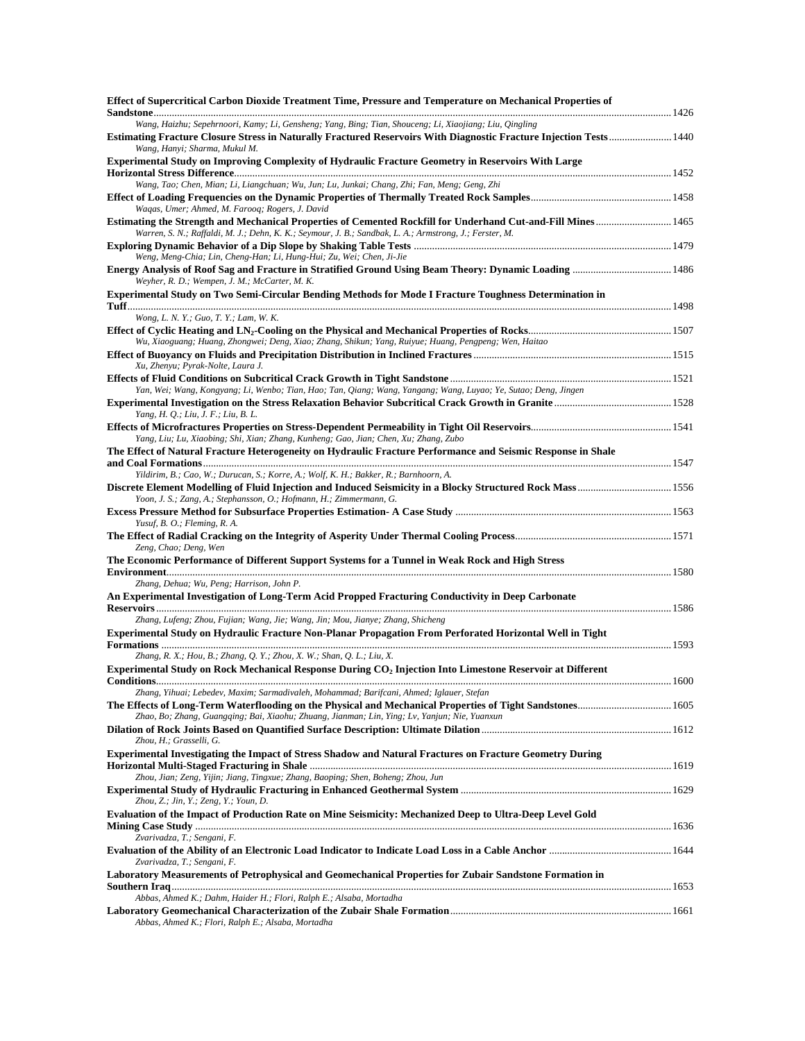**Effect of Supercritical Carbon Dioxide Treatment Time, Pressure and Temperature on Mechanical Properties of Sandstone** ........ 1426
*Wang, Haizhu; Sepehrnoori, Kamy; Li, Gensheng; Yang, Bing; Tian, Shouceng; Li, Xiaojiang; Liu, Qingling*

**Estimating Fracture Closure Stress in Naturally Fractured Reservoirs With Diagnostic Fracture Injection Tests** ........ 1440
*Wang, Hanyi; Sharma, Mukul M.*

**Experimental Study on Improving Complexity of Hydraulic Fracture Geometry in Reservoirs With Large Horizontal Stress Difference** ........ 1452
*Wang, Tao; Chen, Mian; Li, Liangchuan; Wu, Jun; Lu, Junkai; Chang, Zhi; Fan, Meng; Geng, Zhi*

**Effect of Loading Frequencies on the Dynamic Properties of Thermally Treated Rock Samples** ........ 1458
*Waqas, Umer; Ahmed, M. Farooq; Rogers, J. David*

**Estimating the Strength and Mechanical Properties of Cemented Rockfill for Underhand Cut-and-Fill Mines** ........ 1465
*Warren, S. N.; Raffaldi, M. J.; Dehn, K. K.; Seymour, J. B.; Sandbak, L. A.; Armstrong, J.; Ferster, M.*

**Exploring Dynamic Behavior of a Dip Slope by Shaking Table Tests** ........ 1479
*Weng, Meng-Chia; Lin, Cheng-Han; Li, Hung-Hui; Zu, Wei; Chen, Ji-Jie*

**Energy Analysis of Roof Sag and Fracture in Stratified Ground Using Beam Theory: Dynamic Loading** ........ 1486
*Weyher, R. D.; Wempen, J. M.; McCarter, M. K.*

**Experimental Study on Two Semi-Circular Bending Methods for Mode I Fracture Toughness Determination in Tuff** ........ 1498
*Wong, L. N. Y.; Guo, T. Y.; Lam, W. K.*

**Effect of Cyclic Heating and $LN_2$-Cooling on the Physical and Mechanical Properties of Rocks** ........ 1507
*Wu, Xiaoguang; Huang, Zhongwei; Deng, Xiao; Zhang, Shikun; Yang, Ruiyue; Huang, Pengpeng; Wen, Haitao*

**Effect of Buoyancy on Fluids and Precipitation Distribution in Inclined Fractures** ........ 1515
*Xu, Zhenyu; Pyrak-Nolte, Laura J.*

**Effects of Fluid Conditions on Subcritical Crack Growth in Tight Sandstone** ........ 1521
*Yan, Wei; Wang, Kongyang; Li, Wenbo; Tian, Hao; Tan, Qiang; Wang, Yangang; Wang, Luyao; Ye, Sutao; Deng, Jingen*

**Experimental Investigation on the Stress Relaxation Behavior Subcritical Crack Growth in Granite** ........ 1528
*Yang, H. Q.; Liu, J. F.; Liu, B. L.*

**Effects of Microfractures Properties on Stress-Dependent Permeability in Tight Oil Reservoirs** ........ 1541
*Yang, Liu; Lu, Xiaobing; Shi, Xian; Zhang, Kunheng; Gao, Jian; Chen, Xu; Zhang, Zubo*

**The Effect of Natural Fracture Heterogeneity on Hydraulic Fracture Performance and Seismic Response in Shale and Coal Formations** ........ 1547
*Yildirim, B.; Cao, W.; Durucan, S.; Korre, A.; Wolf, K. H.; Bakker, R.; Barnhoorn, A.*

**Discrete Element Modelling of Fluid Injection and Induced Seismicity in a Blocky Structured Rock Mass** ........ 1556
*Yoon, J. S.; Zang, A.; Stephansson, O.; Hofmann, H.; Zimmermann, G.*

**Excess Pressure Method for Subsurface Properties Estimation- A Case Study** ........ 1563
*Yusuf, B. O.; Fleming, R. A.*

**The Effect of Radial Cracking on the Integrity of Asperity Under Thermal Cooling Process** ........ 1571
*Zeng, Chao; Deng, Wen*

**The Economic Performance of Different Support Systems for a Tunnel in Weak Rock and High Stress Environment** ........ 1580
*Zhang, Dehua; Wu, Peng; Harrison, John P.*

**An Experimental Investigation of Long-Term Acid Propped Fracturing Conductivity in Deep Carbonate Reservoirs** ........ 1586
*Zhang, Lufeng; Zhou, Fujian; Wang, Jie; Wang, Jin; Mou, Jianye; Zhang, Shicheng*

**Experimental Study on Hydraulic Fracture Non-Planar Propagation From Perforated Horizontal Well in Tight Formations** ........ 1593
*Zhang, R. X.; Hou, B.; Zhang, Q. Y.; Zhou, X. W.; Shan, Q. L.; Liu, X.*

**Experimental Study on Rock Mechanical Response During $CO_2$ Injection Into Limestone Reservoir at Different Conditions** ........ 1600
*Zhang, Yihuai; Lebedev, Maxim; Sarmadivaleh, Mohammad; Barifcani, Ahmed; Iglauer, Stefan*

**The Effects of Long-Term Waterflooding on the Physical and Mechanical Properties of Tight Sandstones** ........ 1605
*Zhao, Bo; Zhang, Guangqing; Bai, Xiaohu; Zhuang, Jianman; Lin, Ying; Lv, Yanjun; Nie, Yuanxun*

**Dilation of Rock Joints Based on Quantified Surface Description: Ultimate Dilation** ........ 1612
*Zhou, H.; Grasselli, G.*

**Experimental Investigating the Impact of Stress Shadow and Natural Fractures on Fracture Geometry During Horizontal Multi-Staged Fracturing in Shale** ........ 1619
*Zhou, Jian; Zeng, Yijin; Jiang, Tingxue; Zhang, Baoping; Shen, Boheng; Zhou, Jun*

**Experimental Study of Hydraulic Fracturing in Enhanced Geothermal System** ........ 1629
*Zhou, Z.; Jin, Y.; Zeng, Y.; Youn, D.*

**Evaluation of the Impact of Production Rate on Mine Seismicity: Mechanized Deep to Ultra-Deep Level Gold Mining Case Study** ........ 1636
*Zvarivadza, T.; Sengani, F.*

**Evaluation of the Ability of an Electronic Load Indicator to Indicate Load Loss in a Cable Anchor** ........ 1644
*Zvarivadza, T.; Sengani, F.*

**Laboratory Measurements of Petrophysical and Geomechanical Properties for Zubair Sandstone Formation in Southern Iraq** ........ 1653
*Abbas, Ahmed K.; Dahm, Haider H.; Flori, Ralph E.; Alsaba, Mortadha*

**Laboratory Geomechanical Characterization of the Zubair Shale Formation** ........ 1661
*Abbas, Ahmed K.; Flori, Ralph E.; Alsaba, Mortadha*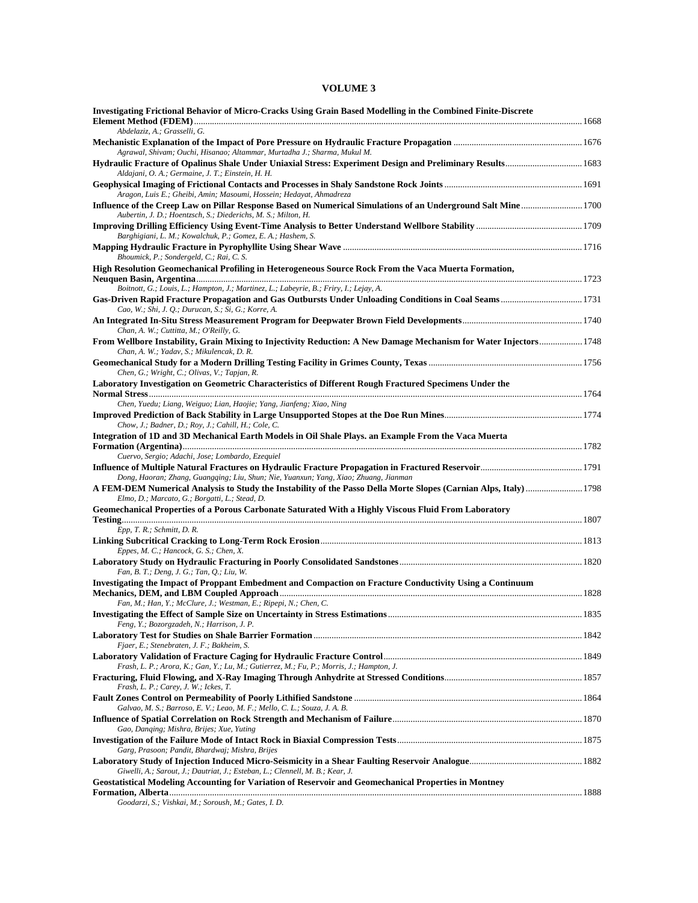# VOLUME 3

**Investigating Frictional Behavior of Micro-Cracks Using Grain Based Modelling in the Combined Finite-Discrete Element Method (FDEM)** ........ 1668
*Abdelaziz, A.; Grasselli, G.*

**Mechanistic Explanation of the Impact of Pore Pressure on Hydraulic Fracture Propagation** ........ 1676
*Agrawal, Shivam; Ouchi, Hisanao; Altammar, Murtadha J.; Sharma, Mukul M.*

**Hydraulic Fracture of Opalinus Shale Under Uniaxial Stress: Experiment Design and Preliminary Results** ........ 1683
*Aldajani, O. A.; Germaine, J. T.; Einstein, H. H.*

**Geophysical Imaging of Frictional Contacts and Processes in Shaly Sandstone Rock Joints** ........ 1691
*Aragon, Luis E.; Gheibi, Amin; Masoumi, Hossein; Hedayat, Ahmadreza*

**Influence of the Creep Law on Pillar Response Based on Numerical Simulations of an Underground Salt Mine** ........ 1700
*Aubertin, J. D.; Hoentzsch, S.; Diederichs, M. S.; Milton, H.*

**Improving Drilling Efficiency Using Event-Time Analysis to Better Understand Wellbore Stability** ........ 1709
*Barghigiani, L. M.; Kowalchuk, P.; Gomez, E. A.; Hashem, S.*

**Mapping Hydraulic Fracture in Pyrophyllite Using Shear Wave** ........ 1716
*Bhoumick, P.; Sondergeld, C.; Rai, C. S.*

**High Resolution Geomechanical Profiling in Heterogeneous Source Rock From the Vaca Muerta Formation, Neuquen Basin, Argentina** ........ 1723
*Boitnott, G.; Louis, L.; Hampton, J.; Martinez, L.; Labeyrie, B.; Friry, I.; Lejay, A.*

**Gas-Driven Rapid Fracture Propagation and Gas Outbursts Under Unloading Conditions in Coal Seams** ........ 1731
*Cao, W.; Shi, J. Q.; Durucan, S.; Si, G.; Korre, A.*

**An Integrated In-Situ Stress Measurement Program for Deepwater Brown Field Developments** ........ 1740
*Chan, A. W.; Cuttitta, M.; O'Reilly, G.*

**From Wellbore Instability, Grain Mixing to Injectivity Reduction: A New Damage Mechanism for Water Injectors** ........ 1748
*Chan, A. W.; Yadav, S.; Mikulencak, D. R.*

**Geomechanical Study for a Modern Drilling Testing Facility in Grimes County, Texas** ........ 1756
*Chen, G.; Wright, C.; Olivas, V.; Tapjan, R.*

**Laboratory Investigation on Geometric Characteristics of Different Rough Fractured Specimens Under the Normal Stress** ........ 1764
*Chen, Yuedu; Liang, Weiguo; Lian, Haojie; Yang, Jianfeng; Xiao, Ning*

**Improved Prediction of Back Stability in Large Unsupported Stopes at the Doe Run Mines** ........ 1774
*Chow, J.; Badner, D.; Roy, J.; Cahill, H.; Cole, C.*

**Integration of 1D and 3D Mechanical Earth Models in Oil Shale Plays. an Example From the Vaca Muerta Formation (Argentina)** ........ 1782
*Cuervo, Sergio; Adachi, Jose; Lombardo, Ezequiel*

**Influence of Multiple Natural Fractures on Hydraulic Fracture Propagation in Fractured Reservoir** ........ 1791
*Dong, Haoran; Zhang, Guangqing; Liu, Shun; Nie, Yuanxun; Yang, Xiao; Zhuang, Jianman*

**A FEM-DEM Numerical Analysis to Study the Instability of the Passo Della Morte Slopes (Carnian Alps, Italy)** ........ 1798
*Elmo, D.; Marcato, G.; Borgatti, L.; Stead, D.*

**Geomechanical Properties of a Porous Carbonate Saturated With a Highly Viscous Fluid From Laboratory Testing** ........ 1807
*Epp, T. R.; Schmitt, D. R.*

**Linking Subcritical Cracking to Long-Term Rock Erosion** ........ 1813
*Eppes, M. C.; Hancock, G. S.; Chen, X.*

**Laboratory Study on Hydraulic Fracturing in Poorly Consolidated Sandstones** ........ 1820
*Fan, B. T.; Deng, J. G.; Tan, Q.; Liu, W.*

**Investigating the Impact of Proppant Embedment and Compaction on Fracture Conductivity Using a Continuum Mechanics, DEM, and LBM Coupled Approach** ........ 1828
*Fan, M.; Han, Y.; McClure, J.; Westman, E.; Ripepi, N.; Chen, C.*

**Investigating the Effect of Sample Size on Uncertainty in Stress Estimations** ........ 1835
*Feng, Y.; Bozorgzadeh, N.; Harrison, J. P.*

**Laboratory Test for Studies on Shale Barrier Formation** ........ 1842
*Fjaer, E.; Stenebraten, J. F.; Bakheim, S.*

**Laboratory Validation of Fracture Caging for Hydraulic Fracture Control** ........ 1849
*Frash, L. P.; Arora, K.; Gan, Y.; Lu, M.; Gutierrez, M.; Fu, P.; Morris, J.; Hampton, J.*

**Fracturing, Fluid Flowing, and X-Ray Imaging Through Anhydrite at Stressed Conditions** ........ 1857
*Frash, L. P.; Carey, J. W.; Ickes, T.*

**Fault Zones Control on Permeability of Poorly Lithified Sandstone** ........ 1864
*Galvao, M. S.; Barroso, E. V.; Leao, M. F.; Mello, C. L.; Souza, J. A. B.*

**Influence of Spatial Correlation on Rock Strength and Mechanism of Failure** ........ 1870
*Gao, Danqing; Mishra, Brijes; Xue, Yuting*

**Investigation of the Failure Mode of Intact Rock in Biaxial Compression Tests** ........ 1875
*Garg, Prasoon; Pandit, Bhardwaj; Mishra, Brijes*

**Laboratory Study of Injection Induced Micro-Seismicity in a Shear Faulting Reservoir Analogue** ........ 1882
*Giwelli, A.; Sarout, J.; Dautriat, J.; Esteban, L.; Clennell, M. B.; Kear, J.*

**Geostatistical Modeling Accounting for Variation of Reservoir and Geomechanical Properties in Montney Formation, Alberta** ........ 1888
*Goodarzi, S.; Vishkai, M.; Soroush, M.; Gates, I. D.*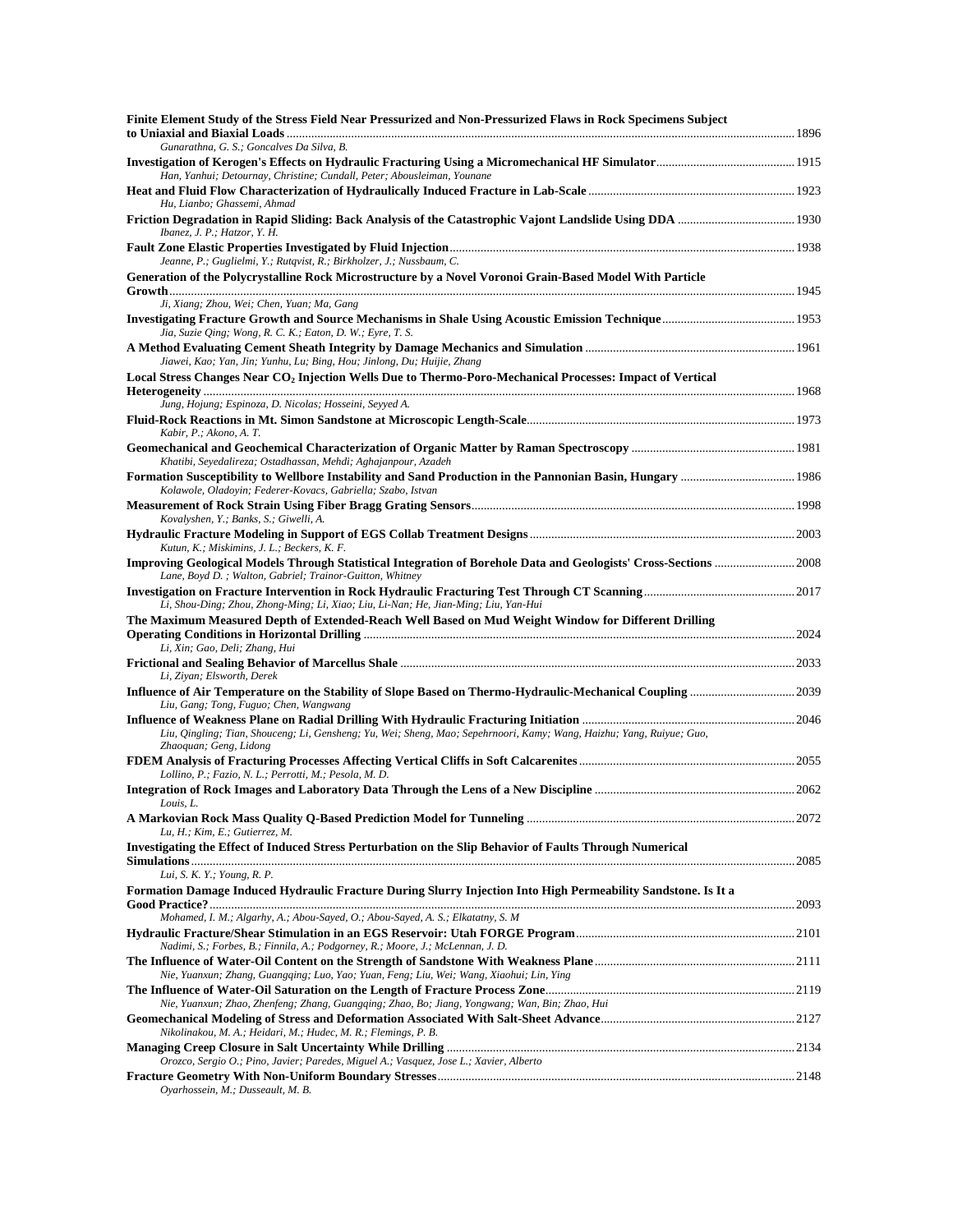**Finite Element Study of the Stress Field Near Pressurized and Non-Pressurized Flaws in Rock Specimens Subject to Uniaxial and Biaxial Loads** ........ 1896
*Gunarathna, G. S.; Goncalves Da Silva, B.*

**Investigation of Kerogen's Effects on Hydraulic Fracturing Using a Micromechanical HF Simulator** ........ 1915
*Han, Yanhui; Detournay, Christine; Cundall, Peter; Abousleiman, Younane*

**Heat and Fluid Flow Characterization of Hydraulically Induced Fracture in Lab-Scale** ........ 1923
*Hu, Lianbo; Ghassemi, Ahmad*

**Friction Degradation in Rapid Sliding: Back Analysis of the Catastrophic Vajont Landslide Using DDA** ........ 1930
*Ibanez, J. P.; Hatzor, Y. H.*

**Fault Zone Elastic Properties Investigated by Fluid Injection** ........ 1938
*Jeanne, P.; Guglielmi, Y.; Rutqvist, R.; Birkholzer, J.; Nussbaum, C.*

**Generation of the Polycrystalline Rock Microstructure by a Novel Voronoi Grain-Based Model With Particle Growth** ........ 1945
*Ji, Xiang; Zhou, Wei; Chen, Yuan; Ma, Gang*

**Investigating Fracture Growth and Source Mechanisms in Shale Using Acoustic Emission Technique** ........ 1953
*Jia, Suzie Qing; Wong, R. C. K.; Eaton, D. W.; Eyre, T. S.*

**A Method Evaluating Cement Sheath Integrity by Damage Mechanics and Simulation** ........ 1961
*Jiawei, Kao; Yan, Jin; Yunhu, Lu; Bing, Hou; Jinlong, Du; Huijie, Zhang*

**Local Stress Changes Near $CO_2$ Injection Wells Due to Thermo-Poro-Mechanical Processes: Impact of Vertical Heterogeneity** ........ 1968
*Jung, Hojung; Espinoza, D. Nicolas; Hosseini, Seyyed A.*

**Fluid-Rock Reactions in Mt. Simon Sandstone at Microscopic Length-Scale** ........ 1973
*Kabir, P.; Akono, A. T.*

**Geomechanical and Geochemical Characterization of Organic Matter by Raman Spectroscopy** ........ 1981
*Khatibi, Seyedalireza; Ostadhassan, Mehdi; Aghajanpour, Azadeh*

**Formation Susceptibility to Wellbore Instability and Sand Production in the Pannonian Basin, Hungary** ........ 1986
*Kolawole, Oladoyin; Federer-Kovacs, Gabriella; Szabo, Istvan*

**Measurement of Rock Strain Using Fiber Bragg Grating Sensors** ........ 1998
*Kovalyshen, Y.; Banks, S.; Giwelli, A.*

**Hydraulic Fracture Modeling in Support of EGS Collab Treatment Designs** ........ 2003
*Kutun, K.; Miskimins, J. L.; Beckers, K. F.*

**Improving Geological Models Through Statistical Integration of Borehole Data and Geologists' Cross-Sections** ........ 2008
*Lane, Boyd D. ; Walton, Gabriel; Trainor-Guitton, Whitney*

**Investigation on Fracture Intervention in Rock Hydraulic Fracturing Test Through CT Scanning** ........ 2017
*Li, Shou-Ding; Zhou, Zhong-Ming; Li, Xiao; Liu, Li-Nan; He, Jian-Ming; Liu, Yan-Hui*

**The Maximum Measured Depth of Extended-Reach Well Based on Mud Weight Window for Different Drilling Operating Conditions in Horizontal Drilling** ........ 2024
*Li, Xin; Gao, Deli; Zhang, Hui*

**Frictional and Sealing Behavior of Marcellus Shale** ........ 2033
*Li, Ziyan; Elsworth, Derek*

**Influence of Air Temperature on the Stability of Slope Based on Thermo-Hydraulic-Mechanical Coupling** ........ 2039
*Liu, Gang; Tong, Fuguo; Chen, Wangwang*

**Influence of Weakness Plane on Radial Drilling With Hydraulic Fracturing Initiation** ........ 2046
*Liu, Qingling; Tian, Shouceng; Li, Gensheng; Yu, Wei; Sheng, Mao; Sepehrnoori, Kamy; Wang, Haizhu; Yang, Ruiyue; Guo, Zhaoquan; Geng, Lidong*

**FDEM Analysis of Fracturing Processes Affecting Vertical Cliffs in Soft Calcarenites** ........ 2055
*Lollino, P.; Fazio, N. L.; Perrotti, M.; Pesola, M. D.*

**Integration of Rock Images and Laboratory Data Through the Lens of a New Discipline** ........ 2062
*Louis, L.*

**A Markovian Rock Mass Quality Q-Based Prediction Model for Tunneling** ........ 2072
*Lu, H.; Kim, E.; Gutierrez, M.*

**Investigating the Effect of Induced Stress Perturbation on the Slip Behavior of Faults Through Numerical Simulations** ........ 2085
*Lui, S. K. Y.; Young, R. P.*

**Formation Damage Induced Hydraulic Fracture During Slurry Injection Into High Permeability Sandstone. Is It a Good Practice?** ........ 2093
*Mohamed, I. M.; Algarhy, A.; Abou-Sayed, O.; Abou-Sayed, A. S.; Elkatatny, S. M*

**Hydraulic Fracture/Shear Stimulation in an EGS Reservoir: Utah FORGE Program** ........ 2101
*Nadimi, S.; Forbes, B.; Finnila, A.; Podgorney, R.; Moore, J.; McLennan, J. D.*

**The Influence of Water-Oil Content on the Strength of Sandstone With Weakness Plane** ........ 2111
*Nie, Yuanxun; Zhang, Guangqing; Luo, Yao; Yuan, Feng; Liu, Wei; Wang, Xiaohui; Lin, Ying*

**The Influence of Water-Oil Saturation on the Length of Fracture Process Zone** ........ 2119
*Nie, Yuanxun; Zhao, Zhenfeng; Zhang, Guangqing; Zhao, Bo; Jiang, Yongwang; Wan, Bin; Zhao, Hui*

**Geomechanical Modeling of Stress and Deformation Associated With Salt-Sheet Advance** ........ 2127
*Nikolinakou, M. A.; Heidari, M.; Hudec, M. R.; Flemings, P. B.*

**Managing Creep Closure in Salt Uncertainty While Drilling** ........ 2134
*Orozco, Sergio O.; Pino, Javier; Paredes, Miguel A.; Vasquez, Jose L.; Xavier, Alberto*

**Fracture Geometry With Non-Uniform Boundary Stresses** ........ 2148
*Oyarhossein, M.; Dusseault, M. B.*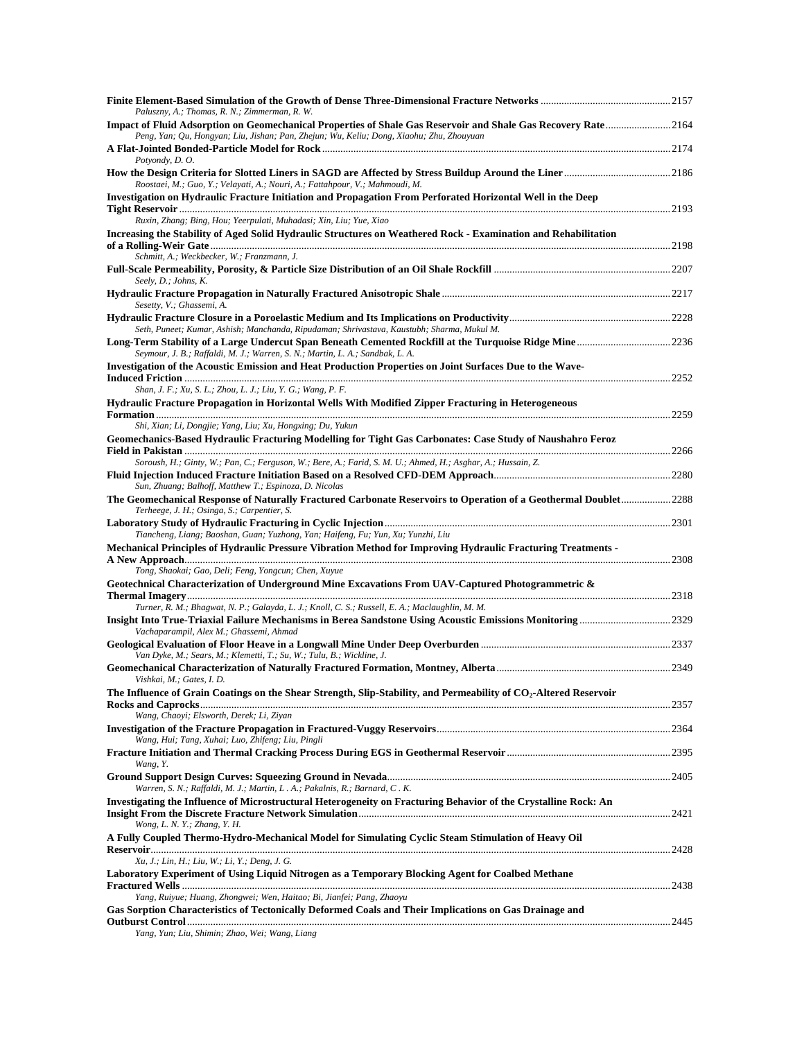**Finite Element-Based Simulation of the Growth of Dense Three-Dimensional Fracture Networks** ................................................ 2157
*Paluszny, A.; Thomas, R. N.; Zimmerman, R. W.*

**Impact of Fluid Adsorption on Geomechanical Properties of Shale Gas Reservoir and Shale Gas Recovery Rate** ........................ 2164
*Peng, Yan; Qu, Hongyan; Liu, Jishan; Pan, Zhejun; Wu, Keliu; Dong, Xiaohu; Zhu, Zhouyuan*

**A Flat-Jointed Bonded-Particle Model for Rock** ................................................................................................................. 2174
*Potyondy, D. O.*

**How the Design Criteria for Slotted Liners in SAGD are Affected by Stress Buildup Around the Liner** ........................................ 2186
*Roostaei, M.; Guo, Y.; Velayati, A.; Nouri, A.; Fattahpour, V.; Mahmoudi, M.*

**Investigation on Hydraulic Fracture Initiation and Propagation From Perforated Horizontal Well in the Deep Tight Reservoir** ................................................................................................................................................ 2193
*Ruxin, Zhang; Bing, Hou; Yeerpulati, Muhadasi; Xin, Liu; Yue, Xiao*

**Increasing the Stability of Aged Solid Hydraulic Structures on Weathered Rock - Examination and Rehabilitation of a Rolling-Weir Gate** ................................................................................................................................................ 2198
*Schmitt, A.; Weckbecker, W.; Franzmann, J.*

**Full-Scale Permeability, Porosity, & Particle Size Distribution of an Oil Shale Rockfill** .................................................................. 2207
*Seely, D.; Johns, K.*

**Hydraulic Fracture Propagation in Naturally Fractured Anisotropic Shale** ...................................................................................... 2217
*Sesetty, V.; Ghassemi, A.*

**Hydraulic Fracture Closure in a Poroelastic Medium and Its Implications on Productivity** ............................................................ 2228
*Seth, Puneet; Kumar, Ashish; Manchanda, Ripudaman; Shrivastava, Kaustubh; Sharma, Mukul M.*

**Long-Term Stability of a Large Undercut Span Beneath Cemented Rockfill at the Turquoise Ridge Mine** .................................. 2236
*Seymour, J. B.; Raffaldi, M. J.; Warren, S. N.; Martin, L. A.; Sandbak, L. A.*

**Investigation of the Acoustic Emission and Heat Production Properties on Joint Surfaces Due to the Wave-Induced Friction** ................................................................................................................................................ 2252
*Shan, J. F.; Xu, S. L.; Zhou, L. J.; Liu, Y. G.; Wang, P. F.*

**Hydraulic Fracture Propagation in Horizontal Wells With Modified Zipper Fracturing in Heterogeneous Formation** ................................................................................................................................................ 2259
*Shi, Xian; Li, Dongjie; Yang, Liu; Xu, Hongxing; Du, Yukun*

**Geomechanics-Based Hydraulic Fracturing Modelling for Tight Gas Carbonates: Case Study of Naushahro Feroz Field in Pakistan** ................................................................................................................................................ 2266
*Soroush, H.; Ginty, W.; Pan, C.; Ferguson, W.; Bere, A.; Farid, S. M. U.; Ahmed, H.; Asghar, A.; Hussain, Z.*

**Fluid Injection Induced Fracture Initiation Based on a Resolved CFD-DEM Approach** .................................................................. 2280
*Sun, Zhuang; Balhoff, Matthew T.; Espinoza, D. Nicolas*

**The Geomechanical Response of Naturally Fractured Carbonate Reservoirs to Operation of a Geothermal Doublet** .................. 2288
*Terheege, J. H.; Osinga, S.; Carpentier, S.*

**Laboratory Study of Hydraulic Fracturing in Cyclic Injection** ............................................................................................................ 2301
*Tiancheng, Liang; Baoshan, Guan; Yuzhong, Yan; Haifeng, Fu; Yun, Xu; Yunzhi, Liu*

**Mechanical Principles of Hydraulic Pressure Vibration Method for Improving Hydraulic Fracturing Treatments - A New Approach** ................................................................................................................................................ 2308
*Tong, Shaokai; Gao, Deli; Feng, Yongcun; Chen, Xuyue*

**Geotechnical Characterization of Underground Mine Excavations From UAV-Captured Photogrammetric & Thermal Imagery** ................................................................................................................................................ 2318
*Turner, R. M.; Bhagwat, N. P.; Galayda, L. J.; Knoll, C. S.; Russell, E. A.; Maclaughlin, M. M.*

**Insight Into True-Triaxial Failure Mechanisms in Berea Sandstone Using Acoustic Emissions Monitoring** .................................. 2329
*Vachaparampil, Alex M.; Ghassemi, Ahmad*

**Geological Evaluation of Floor Heave in a Longwall Mine Under Deep Overburden** ........................................................................ 2337
*Van Dyke, M.; Sears, M.; Klemetti, T.; Su, W.; Tulu, B.; Wickline, J.*

**Geomechanical Characterization of Naturally Fractured Formation, Montney, Alberta** .................................................................. 2349
*Vishkai, M.; Gates, I. D.*

**The Influence of Grain Coatings on the Shear Strength, Slip-Stability, and Permeability of $CO_2$-Altered Reservoir Rocks and Caprocks** ................................................................................................................................................ 2357
*Wang, Chaoyi; Elsworth, Derek; Li, Ziyan*

**Investigation of the Fracture Propagation in Fractured-Vuggy Reservoirs** ........................................................................................ 2364
*Wang, Hui; Tang, Xuhai; Luo, Zhifeng; Liu, Pingli*

**Fracture Initiation and Thermal Cracking Process During EGS in Geothermal Reservoir** .............................................................. 2395
*Wang, Y.*

**Ground Support Design Curves: Squeezing Ground in Nevada** ........................................................................................................... 2405
*Warren, S. N.; Raffaldi, M. J.; Martin, L . A.; Pakalnis, R.; Barnard, C . K.*

**Investigating the Influence of Microstructural Heterogeneity on Fracturing Behavior of the Crystalline Rock: An Insight From the Discrete Fracture Network Simulation** ...................................................................................................... 2421
*Wong, L. N. Y.; Zhang, Y. H.*

**A Fully Coupled Thermo-Hydro-Mechanical Model for Simulating Cyclic Steam Stimulation of Heavy Oil Reservoir** ................................................................................................................................................ 2428
*Xu, J.; Lin, H.; Liu, W.; Li, Y.; Deng, J. G.*

**Laboratory Experiment of Using Liquid Nitrogen as a Temporary Blocking Agent for Coalbed Methane Fractured Wells** ................................................................................................................................................ 2438
*Yang, Ruiyue; Huang, Zhongwei; Wen, Haitao; Bi, Jianfei; Pang, Zhaoyu*

**Gas Sorption Characteristics of Tectonically Deformed Coals and Their Implications on Gas Drainage and Outburst Control** ................................................................................................................................................ 2445
*Yang, Yun; Liu, Shimin; Zhao, Wei; Wang, Liang*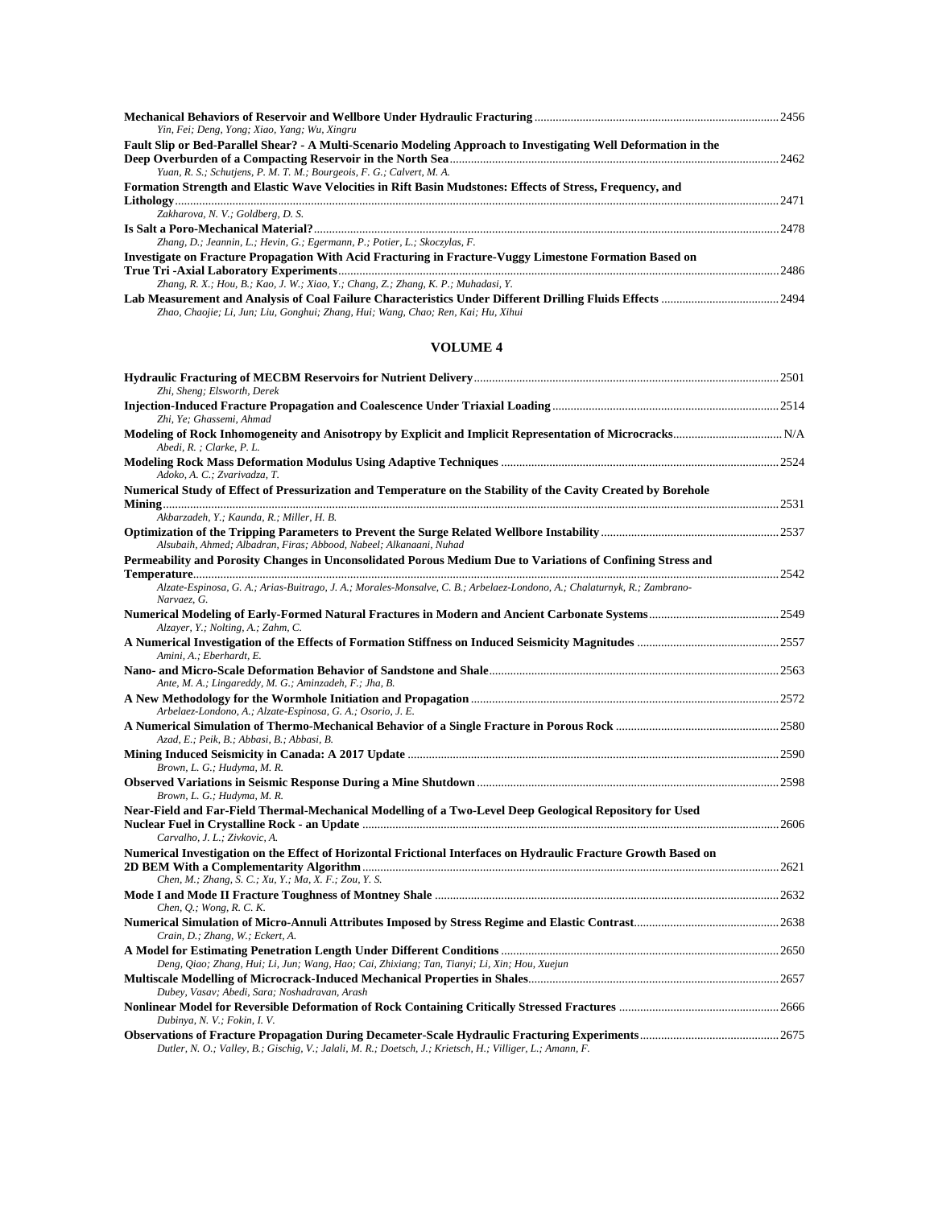**Mechanical Behaviors of Reservoir and Wellbore Under Hydraulic Fracturing** ........ 2456
*Yin, Fei; Deng, Yong; Xiao, Yang; Wu, Xingru*

**Fault Slip or Bed-Parallel Shear? - A Multi-Scenario Modeling Approach to Investigating Well Deformation in the Deep Overburden of a Compacting Reservoir in the North Sea** ........ 2462
*Yuan, R. S.; Schutjens, P. M. T. M.; Bourgeois, F. G.; Calvert, M. A.*

**Formation Strength and Elastic Wave Velocities in Rift Basin Mudstones: Effects of Stress, Frequency, and Lithology** ........ 2471
*Zakharova, N. V.; Goldberg, D. S.*

**Is Salt a Poro-Mechanical Material?** ........ 2478
*Zhang, D.; Jeannin, L.; Hevin, G.; Egermann, P.; Potier, L.; Skoczylas, F.*

**Investigate on Fracture Propagation With Acid Fracturing in Fracture-Vuggy Limestone Formation Based on True Tri -Axial Laboratory Experiments** ........ 2486
*Zhang, R. X.; Hou, B.; Kao, J. W.; Xiao, Y.; Chang, Z.; Zhang, K. P.; Muhadasi, Y.*

**Lab Measurement and Analysis of Coal Failure Characteristics Under Different Drilling Fluids Effects** ........ 2494
*Zhao, Chaojie; Li, Jun; Liu, Gonghui; Zhang, Hui; Wang, Chao; Ren, Kai; Hu, Xihui*

## VOLUME 4

**Hydraulic Fracturing of MECBM Reservoirs for Nutrient Delivery** ........ 2501
*Zhi, Sheng; Elsworth, Derek*

**Injection-Induced Fracture Propagation and Coalescence Under Triaxial Loading** ........ 2514
*Zhi, Ye; Ghassemi, Ahmad*

**Modeling of Rock Inhomogeneity and Anisotropy by Explicit and Implicit Representation of Microcracks** ........ N/A
*Abedi, R. ; Clarke, P. L.*

**Modeling Rock Mass Deformation Modulus Using Adaptive Techniques** ........ 2524
*Adoko, A. C.; Zvarivadza, T.*

**Numerical Study of Effect of Pressurization and Temperature on the Stability of the Cavity Created by Borehole Mining** ........ 2531
*Akbarzadeh, Y.; Kaunda, R.; Miller, H. B.*

**Optimization of the Tripping Parameters to Prevent the Surge Related Wellbore Instability** ........ 2537
*Alsubaih, Ahmed; Albadran, Firas; Abbood, Nabeel; Alkanaani, Nuhad*

**Permeability and Porosity Changes in Unconsolidated Porous Medium Due to Variations of Confining Stress and Temperature** ........ 2542
*Alzate-Espinosa, G. A.; Arias-Buitrago, J. A.; Morales-Monsalve, C. B.; Arbelaez-Londono, A.; Chalaturnyk, R.; Zambrano-Narvaez, G.*

**Numerical Modeling of Early-Formed Natural Fractures in Modern and Ancient Carbonate Systems** ........ 2549
*Alzayer, Y.; Nolting, A.; Zahm, C.*

**A Numerical Investigation of the Effects of Formation Stiffness on Induced Seismicity Magnitudes** ........ 2557
*Amini, A.; Eberhardt, E.*

**Nano- and Micro-Scale Deformation Behavior of Sandstone and Shale** ........ 2563
*Ante, M. A.; Lingareddy, M. G.; Aminzadeh, F.; Jha, B.*

**A New Methodology for the Wormhole Initiation and Propagation** ........ 2572
*Arbelaez-Londono, A.; Alzate-Espinosa, G. A.; Osorio, J. E.*

**A Numerical Simulation of Thermo-Mechanical Behavior of a Single Fracture in Porous Rock** ........ 2580
*Azad, E.; Peik, B.; Abbasi, B.; Abbasi, B.*

**Mining Induced Seismicity in Canada: A 2017 Update** ........ 2590
*Brown, L. G.; Hudyma, M. R.*

**Observed Variations in Seismic Response During a Mine Shutdown** ........ 2598
*Brown, L. G.; Hudyma, M. R.*

**Near-Field and Far-Field Thermal-Mechanical Modelling of a Two-Level Deep Geological Repository for Used Nuclear Fuel in Crystalline Rock - an Update** ........ 2606
*Carvalho, J. L.; Zivkovic, A.*

**Numerical Investigation on the Effect of Horizontal Frictional Interfaces on Hydraulic Fracture Growth Based on 2D BEM With a Complementarity Algorithm** ........ 2621
*Chen, M.; Zhang, S. C.; Xu, Y.; Ma, X. F.; Zou, Y. S.*

**Mode I and Mode II Fracture Toughness of Montney Shale** ........ 2632
*Chen, Q.; Wong, R. C. K.*

**Numerical Simulation of Micro-Annuli Attributes Imposed by Stress Regime and Elastic Contrast** ........ 2638
*Crain, D.; Zhang, W.; Eckert, A.*

**A Model for Estimating Penetration Length Under Different Conditions** ........ 2650
*Deng, Qiao; Zhang, Hui; Li, Jun; Wang, Hao; Cai, Zhixiang; Tan, Tianyi; Li, Xin; Hou, Xuejun*

**Multiscale Modelling of Microcrack-Induced Mechanical Properties in Shales** ........ 2657
*Dubey, Vasav; Abedi, Sara; Noshadravan, Arash*

**Nonlinear Model for Reversible Deformation of Rock Containing Critically Stressed Fractures** ........ 2666
*Dubinya, N. V.; Fokin, I. V.*

**Observations of Fracture Propagation During Decameter-Scale Hydraulic Fracturing Experiments** ........ 2675
*Dutler, N. O.; Valley, B.; Gischig, V.; Jalali, M. R.; Doetsch, J.; Krietsch, H.; Villiger, L.; Amann, F.*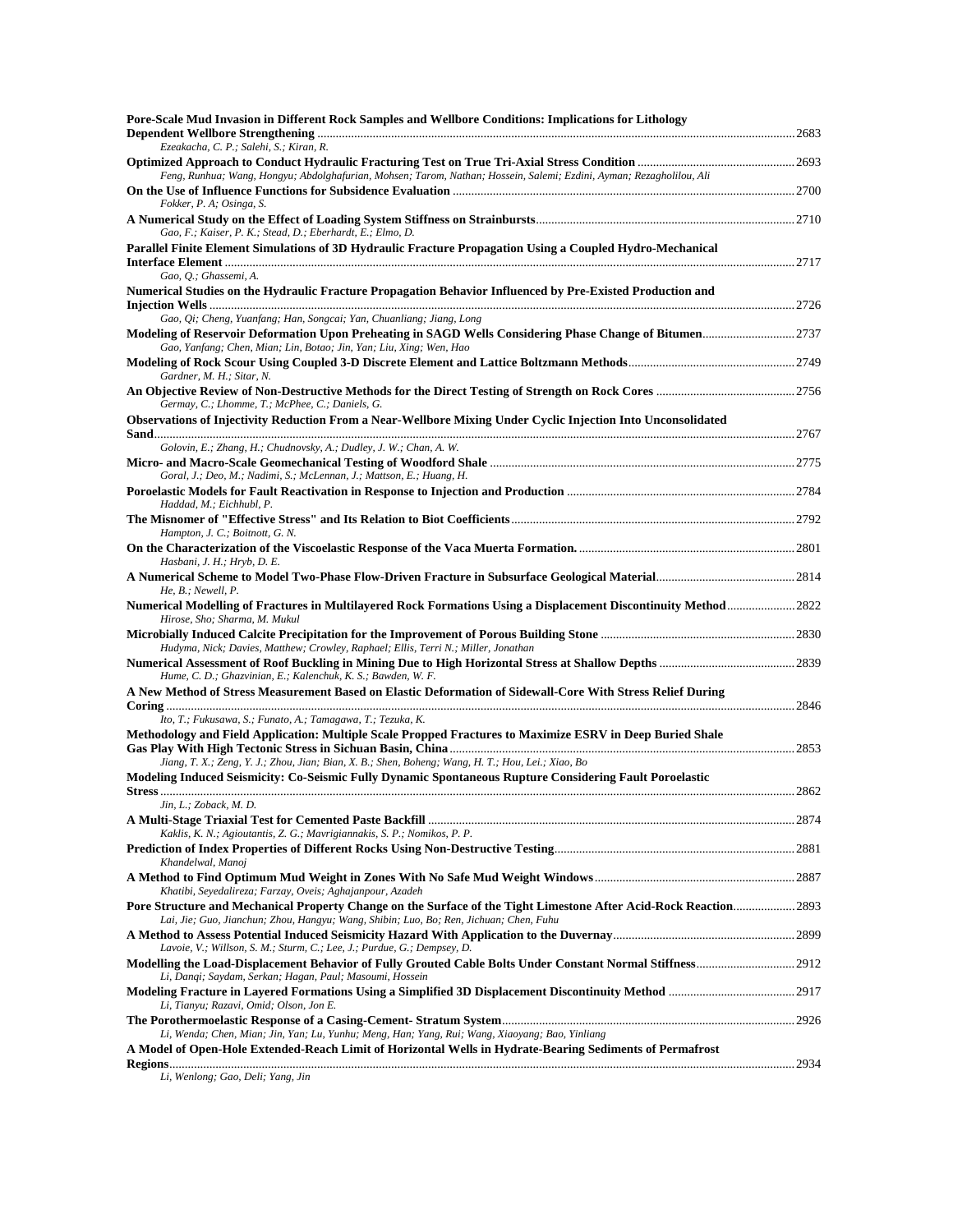**Pore-Scale Mud Invasion in Different Rock Samples and Wellbore Conditions: Implications for Lithology Dependent Wellbore Strengthening** .......... 2683
*Ezeakacha, C. P.; Salehi, S.; Kiran, R.*

**Optimized Approach to Conduct Hydraulic Fracturing Test on True Tri-Axial Stress Condition** .......... 2693
*Feng, Runhua; Wang, Hongyu; Abdolghafurian, Mohsen; Tarom, Nathan; Hossein, Salemi; Ezdini, Ayman; Rezagholilou, Ali*

**On the Use of Influence Functions for Subsidence Evaluation** .......... 2700
*Fokker, P. A; Osinga, S.*

**A Numerical Study on the Effect of Loading System Stiffness on Strainbursts** .......... 2710
*Gao, F.; Kaiser, P. K.; Stead, D.; Eberhardt, E.; Elmo, D.*

**Parallel Finite Element Simulations of 3D Hydraulic Fracture Propagation Using a Coupled Hydro-Mechanical Interface Element** .......... 2717
*Gao, Q.; Ghassemi, A.*

**Numerical Studies on the Hydraulic Fracture Propagation Behavior Influenced by Pre-Existed Production and Injection Wells** .......... 2726
*Gao, Qi; Cheng, Yuanfang; Han, Songcai; Yan, Chuanliang; Jiang, Long*

**Modeling of Reservoir Deformation Upon Preheating in SAGD Wells Considering Phase Change of Bitumen** .......... 2737
*Gao, Yanfang; Chen, Mian; Lin, Botao; Jin, Yan; Liu, Xing; Wen, Hao*

**Modeling of Rock Scour Using Coupled 3-D Discrete Element and Lattice Boltzmann Methods** .......... 2749
*Gardner, M. H.; Sitar, N.*

**An Objective Review of Non-Destructive Methods for the Direct Testing of Strength on Rock Cores** .......... 2756
*Germay, C.; Lhomme, T.; McPhee, C.; Daniels, G.*

**Observations of Injectivity Reduction From a Near-Wellbore Mixing Under Cyclic Injection Into Unconsolidated Sand** .......... 2767
*Golovin, E.; Zhang, H.; Chudnovsky, A.; Dudley, J. W.; Chan, A. W.*

**Micro- and Macro-Scale Geomechanical Testing of Woodford Shale** .......... 2775
*Goral, J.; Deo, M.; Nadimi, S.; McLennan, J.; Mattson, E.; Huang, H.*

**Poroelastic Models for Fault Reactivation in Response to Injection and Production** .......... 2784
*Haddad, M.; Eichhubl, P.*

**The Misnomer of "Effective Stress" and Its Relation to Biot Coefficients** .......... 2792
*Hampton, J. C.; Boitnott, G. N.*

**On the Characterization of the Viscoelastic Response of the Vaca Muerta Formation.** .......... 2801
*Hasbani, J. H.; Hryb, D. E.*

**A Numerical Scheme to Model Two-Phase Flow-Driven Fracture in Subsurface Geological Material** .......... 2814
*He, B.; Newell, P.*

**Numerical Modelling of Fractures in Multilayered Rock Formations Using a Displacement Discontinuity Method** .......... 2822
*Hirose, Sho; Sharma, M. Mukul*

**Microbially Induced Calcite Precipitation for the Improvement of Porous Building Stone** .......... 2830
*Hudyma, Nick; Davies, Matthew; Crowley, Raphael; Ellis, Terri N.; Miller, Jonathan*

**Numerical Assessment of Roof Buckling in Mining Due to High Horizontal Stress at Shallow Depths** .......... 2839
*Hume, C. D.; Ghazvinian, E.; Kalenchuk, K. S.; Bawden, W. F.*

**A New Method of Stress Measurement Based on Elastic Deformation of Sidewall-Core With Stress Relief During Coring** .......... 2846
*Ito, T.; Fukusawa, S.; Funato, A.; Tamagawa, T.; Tezuka, K.*

**Methodology and Field Application: Multiple Scale Propped Fractures to Maximize ESRV in Deep Buried Shale Gas Play With High Tectonic Stress in Sichuan Basin, China** .......... 2853
*Jiang, T. X.; Zeng, Y. J.; Zhou, Jian; Bian, X. B.; Shen, Boheng; Wang, H. T.; Hou, Lei.; Xiao, Bo*

**Modeling Induced Seismicity: Co-Seismic Fully Dynamic Spontaneous Rupture Considering Fault Poroelastic Stress** .......... 2862
*Jin, L.; Zoback, M. D.*

**A Multi-Stage Triaxial Test for Cemented Paste Backfill** .......... 2874
*Kaklis, K. N.; Agioutantis, Z. G.; Mavrigiannakis, S. P.; Nomikos, P. P.*

**Prediction of Index Properties of Different Rocks Using Non-Destructive Testing** .......... 2881
*Khandelwal, Manoj*

**A Method to Find Optimum Mud Weight in Zones With No Safe Mud Weight Windows** .......... 2887
*Khatibi, Seyedalireza; Farzay, Oveis; Aghajanpour, Azadeh*

**Pore Structure and Mechanical Property Change on the Surface of the Tight Limestone After Acid-Rock Reaction** .......... 2893
*Lai, Jie; Guo, Jianchun; Zhou, Hangyu; Wang, Shibin; Luo, Bo; Ren, Jichuan; Chen, Fuhu*

**A Method to Assess Potential Induced Seismicity Hazard With Application to the Duvernay** .......... 2899
*Lavoie, V.; Willson, S. M.; Sturm, C.; Lee, J.; Purdue, G.; Dempsey, D.*

**Modelling the Load-Displacement Behavior of Fully Grouted Cable Bolts Under Constant Normal Stiffness** .......... 2912
*Li, Danqi; Saydam, Serkan; Hagan, Paul; Masoumi, Hossein*

**Modeling Fracture in Layered Formations Using a Simplified 3D Displacement Discontinuity Method** .......... 2917
*Li, Tianyu; Razavi, Omid; Olson, Jon E.*

**The Porothermoelastic Response of a Casing-Cement- Stratum System** .......... 2926
*Li, Wenda; Chen, Mian; Jin, Yan; Lu, Yunhu; Meng, Han; Yang, Rui; Wang, Xiaoyang; Bao, Yinliang*

**A Model of Open-Hole Extended-Reach Limit of Horizontal Wells in Hydrate-Bearing Sediments of Permafrost Regions** .......... 2934
*Li, Wenlong; Gao, Deli; Yang, Jin*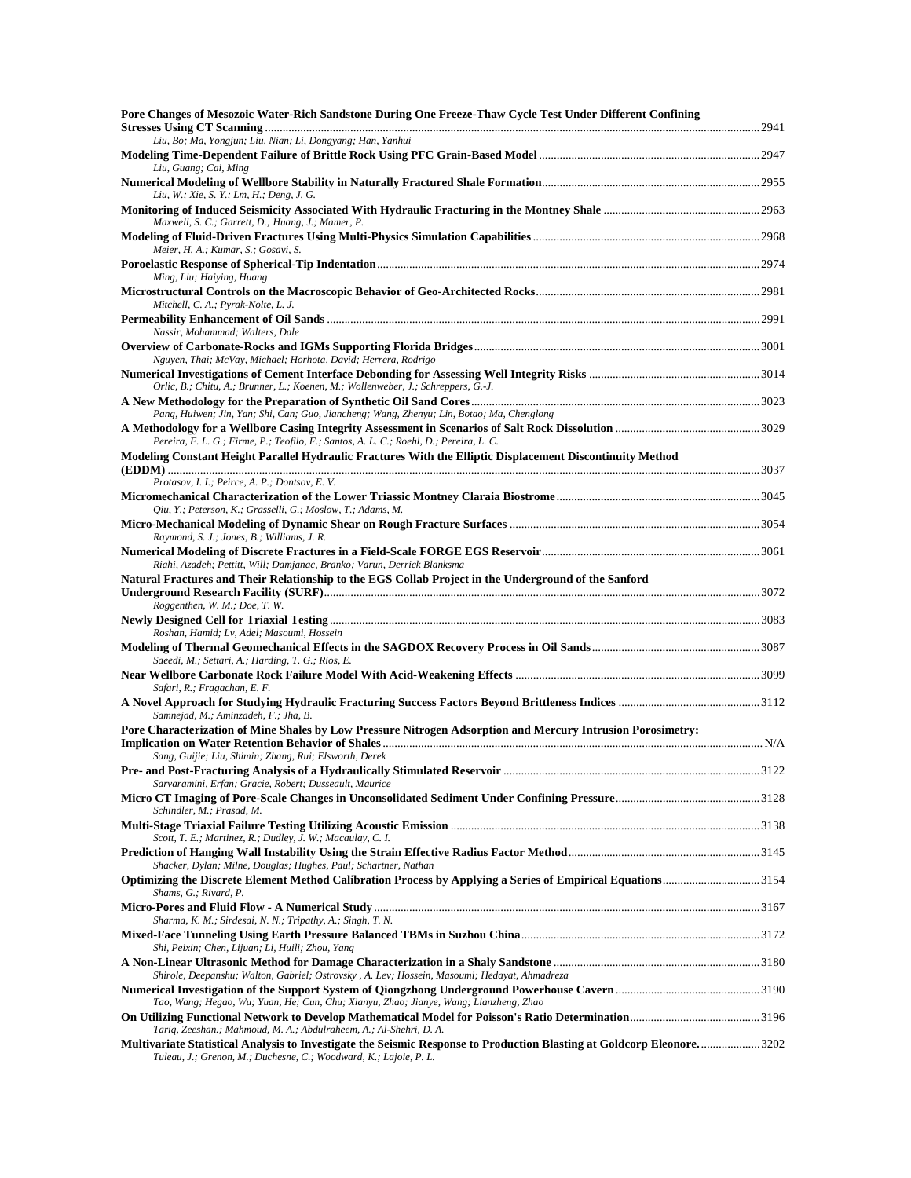**Pore Changes of Mesozoic Water-Rich Sandstone During One Freeze-Thaw Cycle Test Under Different Confining Stresses Using CT Scanning** ..... 2941
*Liu, Bo; Ma, Yongjun; Liu, Nian; Li, Dongyang; Han, Yanhui*

**Modeling Time-Dependent Failure of Brittle Rock Using PFC Grain-Based Model** ..... 2947
*Liu, Guang; Cai, Ming*

**Numerical Modeling of Wellbore Stability in Naturally Fractured Shale Formation** ..... 2955
*Liu, W.; Xie, S. Y.; Lm, H.; Deng, J. G.*

**Monitoring of Induced Seismicity Associated With Hydraulic Fracturing in the Montney Shale** ..... 2963
*Maxwell, S. C.; Garrett, D.; Huang, J.; Mamer, P.*

**Modeling of Fluid-Driven Fractures Using Multi-Physics Simulation Capabilities** ..... 2968
*Meier, H. A.; Kumar, S.; Gosavi, S.*

**Poroelastic Response of Spherical-Tip Indentation** ..... 2974
*Ming, Liu; Haiying, Huang*

**Microstructural Controls on the Macroscopic Behavior of Geo-Architected Rocks** ..... 2981
*Mitchell, C. A.; Pyrak-Nolte, L. J.*

**Permeability Enhancement of Oil Sands** ..... 2991
*Nassir, Mohammad; Walters, Dale*

**Overview of Carbonate-Rocks and IGMs Supporting Florida Bridges** ..... 3001
*Nguyen, Thai; McVay, Michael; Horhota, David; Herrera, Rodrigo*

**Numerical Investigations of Cement Interface Debonding for Assessing Well Integrity Risks** ..... 3014
*Orlic, B.; Chitu, A.; Brunner, L.; Koenen, M.; Wollenweber, J.; Schreppers, G.-J.*

**A New Methodology for the Preparation of Synthetic Oil Sand Cores** ..... 3023
*Pang, Huiwen; Jin, Yan; Shi, Can; Guo, Jiancheng; Wang, Zhenyu; Lin, Botao; Ma, Chenglong*

**A Methodology for a Wellbore Casing Integrity Assessment in Scenarios of Salt Rock Dissolution** ..... 3029
*Pereira, F. L. G.; Firme, P.; Teofilo, F.; Santos, A. L. C.; Roehl, D.; Pereira, L. C.*

**Modeling Constant Height Parallel Hydraulic Fractures With the Elliptic Displacement Discontinuity Method (EDDM)** ..... 3037
*Protasov, I. I.; Peirce, A. P.; Dontsov, E. V.*

**Micromechanical Characterization of the Lower Triassic Montney Claraia Biostrome** ..... 3045
*Qiu, Y.; Peterson, K.; Grasselli, G.; Moslow, T.; Adams, M.*

**Micro-Mechanical Modeling of Dynamic Shear on Rough Fracture Surfaces** ..... 3054
*Raymond, S. J.; Jones, B.; Williams, J. R.*

**Numerical Modeling of Discrete Fractures in a Field-Scale FORGE EGS Reservoir** ..... 3061
*Riahi, Azadeh; Pettitt, Will; Damjanac, Branko; Varun, Derrick Blanksma*

**Natural Fractures and Their Relationship to the EGS Collab Project in the Underground of the Sanford Underground Research Facility (SURF)** ..... 3072
*Roggenthen, W. M.; Doe, T. W.*

**Newly Designed Cell for Triaxial Testing** ..... 3083
*Roshan, Hamid; Lv, Adel; Masoumi, Hossein*

**Modeling of Thermal Geomechanical Effects in the SAGDOX Recovery Process in Oil Sands** ..... 3087
*Saeedi, M.; Settari, A.; Harding, T. G.; Rios, E.*

**Near Wellbore Carbonate Rock Failure Model With Acid-Weakening Effects** ..... 3099
*Safari, R.; Fragachan, E. F.*

**A Novel Approach for Studying Hydraulic Fracturing Success Factors Beyond Brittleness Indices** ..... 3112
*Samnejad, M.; Aminzadeh, F.; Jha, B.*

**Pore Characterization of Mine Shales by Low Pressure Nitrogen Adsorption and Mercury Intrusion Porosimetry: Implication on Water Retention Behavior of Shales** ..... N/A
*Sang, Guijie; Liu, Shimin; Zhang, Rui; Elsworth, Derek*

**Pre- and Post-Fracturing Analysis of a Hydraulically Stimulated Reservoir** ..... 3122
*Sarvaramini, Erfan; Gracie, Robert; Dusseault, Maurice*

**Micro CT Imaging of Pore-Scale Changes in Unconsolidated Sediment Under Confining Pressure** ..... 3128
*Schindler, M.; Prasad, M.*

**Multi-Stage Triaxial Failure Testing Utilizing Acoustic Emission** ..... 3138
*Scott, T. E.; Martinez, R.; Dudley, J. W.; Macaulay, C. I.*

**Prediction of Hanging Wall Instability Using the Strain Effective Radius Factor Method** ..... 3145
*Shacker, Dylan; Milne, Douglas; Hughes, Paul; Schartner, Nathan*

**Optimizing the Discrete Element Method Calibration Process by Applying a Series of Empirical Equations** ..... 3154
*Shams, G.; Rivard, P.*

**Micro-Pores and Fluid Flow - A Numerical Study** ..... 3167
*Sharma, K. M.; Sirdesai, N. N.; Tripathy, A.; Singh, T. N.*

**Mixed-Face Tunneling Using Earth Pressure Balanced TBMs in Suzhou China** ..... 3172
*Shi, Peixin; Chen, Lijuan; Li, Huili; Zhou, Yang*

**A Non-Linear Ultrasonic Method for Damage Characterization in a Shaly Sandstone** ..... 3180
*Shirole, Deepanshu; Walton, Gabriel; Ostrovsky , A. Lev; Hossein, Masoumi; Hedayat, Ahmadreza*

**Numerical Investigation of the Support System of Qiongzhong Underground Powerhouse Cavern** ..... 3190
*Tao, Wang; Hegao, Wu; Yuan, He; Cun, Chu; Xianyu, Zhao; Jianye, Wang; Lianzheng, Zhao*

**On Utilizing Functional Network to Develop Mathematical Model for Poisson's Ratio Determination** ..... 3196
*Tariq, Zeeshan.; Mahmoud, M. A.; Abdulraheem, A.; Al-Shehri, D. A.*

**Multivariate Statistical Analysis to Investigate the Seismic Response to Production Blasting at Goldcorp Eleonore.** ..... 3202
*Tuleau, J.; Grenon, M.; Duchesne, C.; Woodward, K.; Lajoie, P. L.*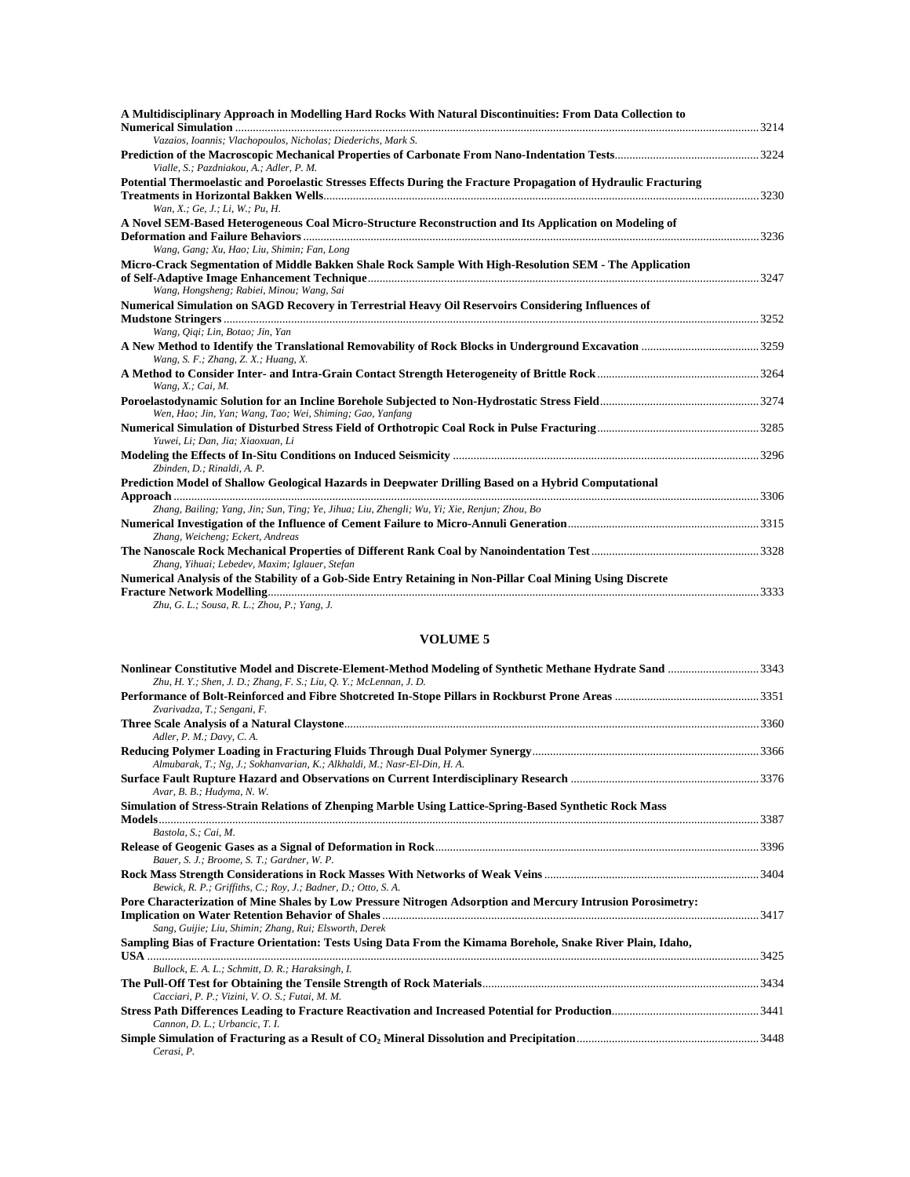**A Multidisciplinary Approach in Modelling Hard Rocks With Natural Discontinuities: From Data Collection to Numerical Simulation** ....... 3214
*Vazaios, Ioannis; Vlachopoulos, Nicholas; Diederichs, Mark S.*

**Prediction of the Macroscopic Mechanical Properties of Carbonate From Nano-Indentation Tests** ....... 3224
*Vialle, S.; Pazdniakou, A.; Adler, P. M.*

**Potential Thermoelastic and Poroelastic Stresses Effects During the Fracture Propagation of Hydraulic Fracturing Treatments in Horizontal Bakken Wells** ....... 3230
*Wan, X.; Ge, J.; Li, W.; Pu, H.*

**A Novel SEM-Based Heterogeneous Coal Micro-Structure Reconstruction and Its Application on Modeling of Deformation and Failure Behaviors** ....... 3236
*Wang, Gang; Xu, Hao; Liu, Shimin; Fan, Long*

**Micro-Crack Segmentation of Middle Bakken Shale Rock Sample With High-Resolution SEM - The Application of Self-Adaptive Image Enhancement Technique** ....... 3247
*Wang, Hongsheng; Rabiei, Minou; Wang, Sai*

**Numerical Simulation on SAGD Recovery in Terrestrial Heavy Oil Reservoirs Considering Influences of Mudstone Stringers** ....... 3252
*Wang, Qiqi; Lin, Botao; Jin, Yan*

**A New Method to Identify the Translational Removability of Rock Blocks in Underground Excavation** ....... 3259
*Wang, S. F.; Zhang, Z. X.; Huang, X.*

**A Method to Consider Inter- and Intra-Grain Contact Strength Heterogeneity of Brittle Rock** ....... 3264
*Wang, X.; Cai, M.*

**Poroelastodynamic Solution for an Incline Borehole Subjected to Non-Hydrostatic Stress Field** ....... 3274
*Wen, Hao; Jin, Yan; Wang, Tao; Wei, Shiming; Gao, Yanfang*

**Numerical Simulation of Disturbed Stress Field of Orthotropic Coal Rock in Pulse Fracturing** ....... 3285
*Yuwei, Li; Dan, Jia; Xiaoxuan, Li*

**Modeling the Effects of In-Situ Conditions on Induced Seismicity** ....... 3296
*Zbinden, D.; Rinaldi, A. P.*

**Prediction Model of Shallow Geological Hazards in Deepwater Drilling Based on a Hybrid Computational Approach** ....... 3306
*Zhang, Bailing; Yang, Jin; Sun, Ting; Ye, Jihua; Liu, Zhengli; Wu, Yi; Xie, Renjun; Zhou, Bo*

**Numerical Investigation of the Influence of Cement Failure to Micro-Annuli Generation** ....... 3315
*Zhang, Weicheng; Eckert, Andreas*

**The Nanoscale Rock Mechanical Properties of Different Rank Coal by Nanoindentation Test** ....... 3328
*Zhang, Yihuai; Lebedev, Maxim; Iglauer, Stefan*

**Numerical Analysis of the Stability of a Gob-Side Entry Retaining in Non-Pillar Coal Mining Using Discrete Fracture Network Modelling** ....... 3333
*Zhu, G. L.; Sousa, R. L.; Zhou, P.; Yang, J.*

## VOLUME 5

**Nonlinear Constitutive Model and Discrete-Element-Method Modeling of Synthetic Methane Hydrate Sand** ....... 3343
*Zhu, H. Y.; Shen, J. D.; Zhang, F. S.; Liu, Q. Y.; McLennan, J. D.*

**Performance of Bolt-Reinforced and Fibre Shotcreted In-Stope Pillars in Rockburst Prone Areas** ....... 3351
*Zvarivadza, T.; Sengani, F.*

**Three Scale Analysis of a Natural Claystone** ....... 3360
*Adler, P. M.; Davy, C. A.*

**Reducing Polymer Loading in Fracturing Fluids Through Dual Polymer Synergy** ....... 3366
*Almubarak, T.; Ng, J.; Sokhanvarian, K.; Alkhaldi, M.; Nasr-El-Din, H. A.*

**Surface Fault Rupture Hazard and Observations on Current Interdisciplinary Research** ....... 3376
*Avar, B. B.; Hudyma, N. W.*

**Simulation of Stress-Strain Relations of Zhenping Marble Using Lattice-Spring-Based Synthetic Rock Mass Models** ....... 3387
*Bastola, S.; Cai, M.*

**Release of Geogenic Gases as a Signal of Deformation in Rock** ....... 3396
*Bauer, S. J.; Broome, S. T.; Gardner, W. P.*

**Rock Mass Strength Considerations in Rock Masses With Networks of Weak Veins** ....... 3404
*Bewick, R. P.; Griffiths, C.; Roy, J.; Badner, D.; Otto, S. A.*

**Pore Characterization of Mine Shales by Low Pressure Nitrogen Adsorption and Mercury Intrusion Porosimetry: Implication on Water Retention Behavior of Shales** ....... 3417
*Sang, Guijie; Liu, Shimin; Zhang, Rui; Elsworth, Derek*

**Sampling Bias of Fracture Orientation: Tests Using Data From the Kimama Borehole, Snake River Plain, Idaho, USA** ....... 3425
*Bullock, E. A. L.; Schmitt, D. R.; Haraksingh, I.*

**The Pull-Off Test for Obtaining the Tensile Strength of Rock Materials** ....... 3434
*Cacciari, P. P.; Vizini, V. O. S.; Futai, M. M.*

**Stress Path Differences Leading to Fracture Reactivation and Increased Potential for Production** ....... 3441
*Cannon, D. L.; Urbancic, T. I.*

**Simple Simulation of Fracturing as a Result of $CO_2$ Mineral Dissolution and Precipitation** ....... 3448
*Cerasi, P.*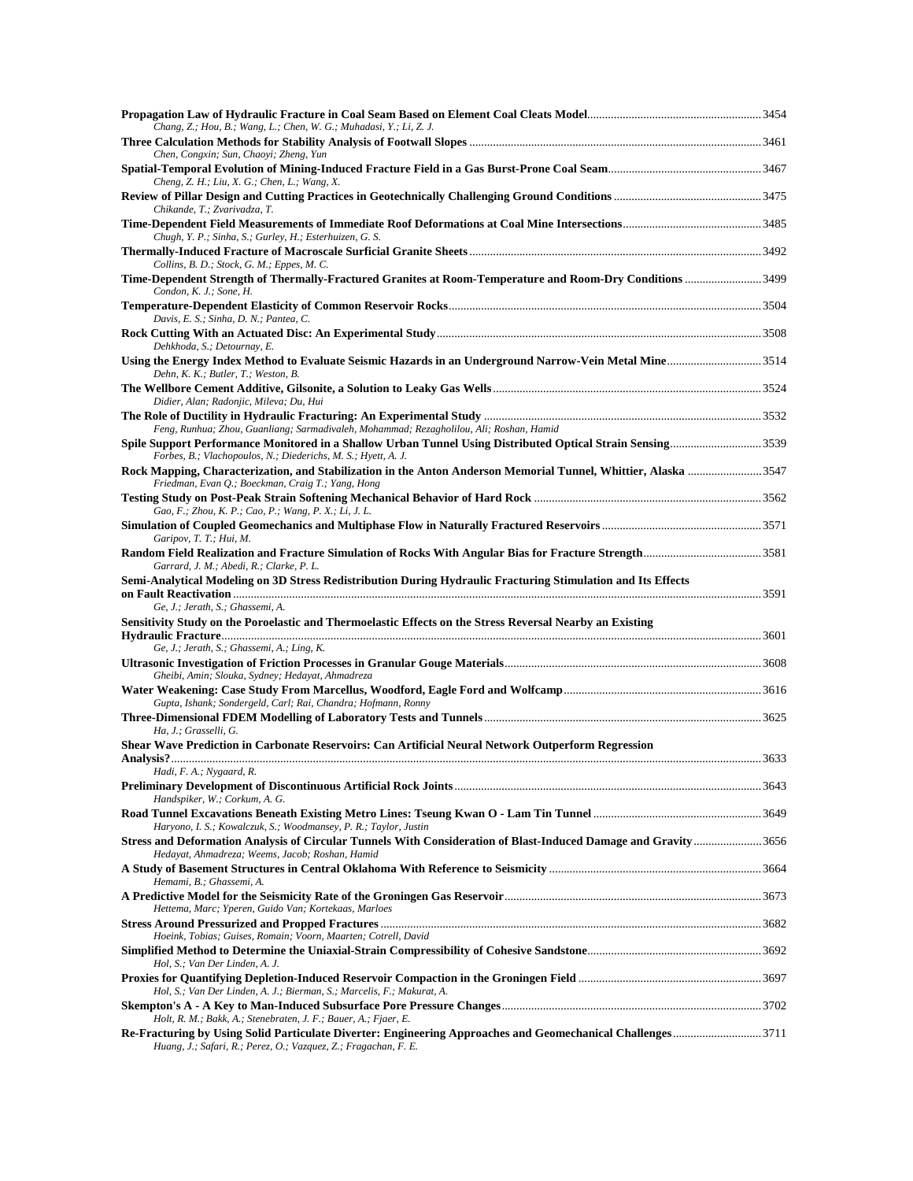**Propagation Law of Hydraulic Fracture in Coal Seam Based on Element Coal Cleats Model** ........................................................... 3454
*Chang, Z.; Hou, B.; Wang, L.; Chen, W. G.; Muhadasi, Y.; Li, Z. J.*

**Three Calculation Methods for Stability Analysis of Footwall Slopes** ........................................................... 3461
*Chen, Congxin; Sun, Chaoyi; Zheng, Yun*

**Spatial-Temporal Evolution of Mining-Induced Fracture Field in a Gas Burst-Prone Coal Seam** ........................................................... 3467
*Cheng, Z. H.; Liu, X. G.; Chen, L.; Wang, X.*

**Review of Pillar Design and Cutting Practices in Geotechnically Challenging Ground Conditions** ........................................................... 3475
*Chikande, T.; Zvarivadza, T.*

**Time-Dependent Field Measurements of Immediate Roof Deformations at Coal Mine Intersections** ........................................................... 3485
*Chugh, Y. P.; Sinha, S.; Gurley, H.; Esterhuizen, G. S.*

**Thermally-Induced Fracture of Macroscale Surficial Granite Sheets** ........................................................... 3492
*Collins, B. D.; Stock, G. M.; Eppes, M. C.*

**Time-Dependent Strength of Thermally-Fractured Granites at Room-Temperature and Room-Dry Conditions** ........................................................... 3499
*Condon, K. J.; Sone, H.*

**Temperature-Dependent Elasticity of Common Reservoir Rocks** ........................................................... 3504
*Davis, E. S.; Sinha, D. N.; Pantea, C.*

**Rock Cutting With an Actuated Disc: An Experimental Study** ........................................................... 3508
*Dehkhoda, S.; Detournay, E.*

**Using the Energy Index Method to Evaluate Seismic Hazards in an Underground Narrow-Vein Metal Mine** ........................................................... 3514
*Dehn, K. K.; Butler, T.; Weston, B.*

**The Wellbore Cement Additive, Gilsonite, a Solution to Leaky Gas Wells** ........................................................... 3524
*Didier, Alan; Radonjic, Mileva; Du, Hui*

**The Role of Ductility in Hydraulic Fracturing: An Experimental Study** ........................................................... 3532
*Feng, Runhua; Zhou, Guanliang; Sarmadivaleh, Mohammad; Rezagholilou, Ali; Roshan, Hamid*

**Spile Support Performance Monitored in a Shallow Urban Tunnel Using Distributed Optical Strain Sensing** ........................................................... 3539
*Forbes, B.; Vlachopoulos, N.; Diederichs, M. S.; Hyett, A. J.*

**Rock Mapping, Characterization, and Stabilization in the Anton Anderson Memorial Tunnel, Whittier, Alaska** ........................................................... 3547
*Friedman, Evan Q.; Boeckman, Craig T.; Yang, Hong*

**Testing Study on Post-Peak Strain Softening Mechanical Behavior of Hard Rock** ........................................................... 3562
*Gao, F.; Zhou, K. P.; Cao, P.; Wang, P. X.; Li, J. L.*

**Simulation of Coupled Geomechanics and Multiphase Flow in Naturally Fractured Reservoirs** ........................................................... 3571
*Garipov, T. T.; Hui, M.*

**Random Field Realization and Fracture Simulation of Rocks With Angular Bias for Fracture Strength** ........................................................... 3581
*Garrard, J. M.; Abedi, R.; Clarke, P. L.*

**Semi-Analytical Modeling on 3D Stress Redistribution During Hydraulic Fracturing Stimulation and Its Effects on Fault Reactivation** ........................................................... 3591
*Ge, J.; Jerath, S.; Ghassemi, A.*

**Sensitivity Study on the Poroelastic and Thermoelastic Effects on the Stress Reversal Nearby an Existing Hydraulic Fracture** ........................................................... 3601
*Ge, J.; Jerath, S.; Ghassemi, A.; Ling, K.*

**Ultrasonic Investigation of Friction Processes in Granular Gouge Materials** ........................................................... 3608
*Gheibi, Amin; Slouka, Sydney; Hedayat, Ahmadreza*

**Water Weakening: Case Study From Marcellus, Woodford, Eagle Ford and Wolfcamp** ........................................................... 3616
*Gupta, Ishank; Sondergeld, Carl; Rai, Chandra; Hofmann, Ronny*

**Three-Dimensional FDEM Modelling of Laboratory Tests and Tunnels** ........................................................... 3625
*Ha, J.; Grasselli, G.*

**Shear Wave Prediction in Carbonate Reservoirs: Can Artificial Neural Network Outperform Regression Analysis?** ........................................................... 3633
*Hadi, F. A.; Nygaard, R.*

**Preliminary Development of Discontinuous Artificial Rock Joints** ........................................................... 3643
*Handspiker, W.; Corkum, A. G.*

**Road Tunnel Excavations Beneath Existing Metro Lines: Tseung Kwan O - Lam Tin Tunnel** ........................................................... 3649
*Haryono, I. S.; Kowalczuk, S.; Woodmansey, P. R.; Taylor, Justin*

**Stress and Deformation Analysis of Circular Tunnels With Consideration of Blast-Induced Damage and Gravity** ........................................................... 3656
*Hedayat, Ahmadreza; Weems, Jacob; Roshan, Hamid*

**A Study of Basement Structures in Central Oklahoma With Reference to Seismicity** ........................................................... 3664
*Hemami, B.; Ghassemi, A.*

**A Predictive Model for the Seismicity Rate of the Groningen Gas Reservoir** ........................................................... 3673
*Hettema, Marc; Ypersen, Guido Van; Kortekaas, Marloes*

**Stress Around Pressurized and Propped Fractures** ........................................................... 3682
*Hoeink, Tobias; Guises, Romain; Voorn, Maarten; Cotrell, David*

**Simplified Method to Determine the Uniaxial-Strain Compressibility of Cohesive Sandstone** ........................................................... 3692
*Hol, S.; Van Der Linden, A. J.*

**Proxies for Quantifying Depletion-Induced Reservoir Compaction in the Groningen Field** ........................................................... 3697
*Hol, S.; Van Der Linden, A. J.; Bierman, S.; Marcelis, F.; Makurat, A.*

**Skempton's A - A Key to Man-Induced Subsurface Pore Pressure Changes** ........................................................... 3702
*Holt, R. M.; Bakk, A.; Stenebraten, J. F.; Bauer, A.; Fjaer, E.*

**Re-Fracturing by Using Solid Particulate Diverter: Engineering Approaches and Geomechanical Challenges** ........................................................... 3711
*Huang, J.; Safari, R.; Perez, O.; Vazquez, Z.; Fragachan, F. E.*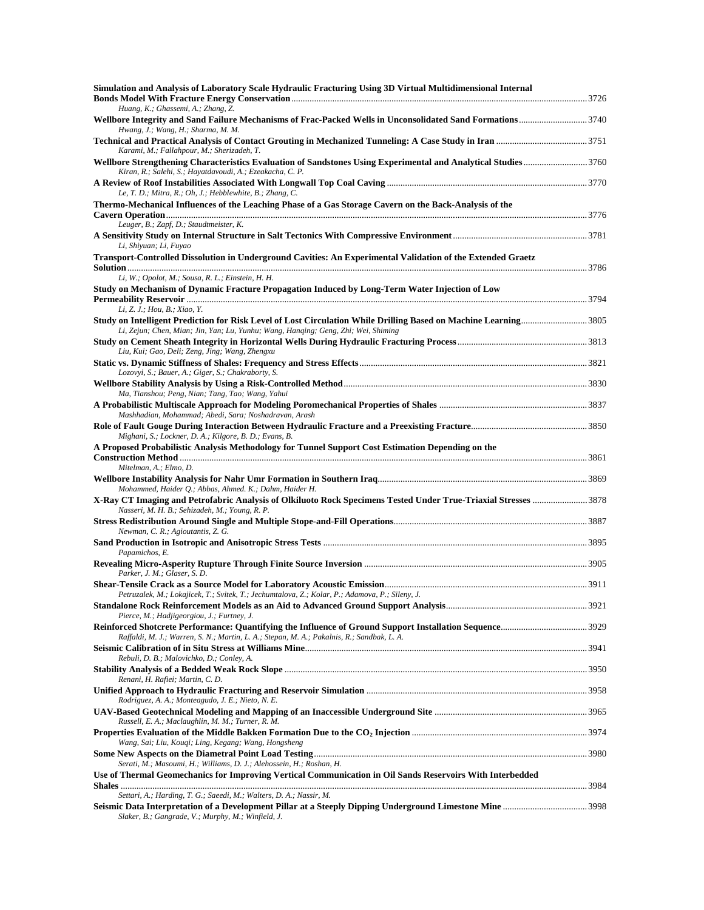**Simulation and Analysis of Laboratory Scale Hydraulic Fracturing Using 3D Virtual Multidimensional Internal Bonds Model With Fracture Energy Conservation** ... 3726
*Huang, K.; Ghassemi, A.; Zhang, Z.*

**Wellbore Integrity and Sand Failure Mechanisms of Frac-Packed Wells in Unconsolidated Sand Formations** ... 3740
*Hwang, J.; Wang, H.; Sharma, M. M.*

**Technical and Practical Analysis of Contact Grouting in Mechanized Tunneling: A Case Study in Iran** ... 3751
*Karami, M.; Fallahpour, M.; Sherizadeh, T.*

**Wellbore Strengthening Characteristics Evaluation of Sandstones Using Experimental and Analytical Studies** ... 3760
*Kiran, R.; Salehi, S.; Hayatdavoudi, A.; Ezeakacha, C. P.*

**A Review of Roof Instabilities Associated With Longwall Top Coal Caving** ... 3770
*Le, T. D.; Mitra, R.; Oh, J.; Hebblewhite, B.; Zhang, C.*

**Thermo-Mechanical Influences of the Leaching Phase of a Gas Storage Cavern on the Back-Analysis of the Cavern Operation** ... 3776
*Leuger, B.; Zapf, D.; Staudtmeister, K.*

**A Sensitivity Study on Internal Structure in Salt Tectonics With Compressive Environment** ... 3781
*Li, Shiyuan; Li, Fuyao*

**Transport-Controlled Dissolution in Underground Cavities: An Experimental Validation of the Extended Graetz Solution** ... 3786
*Li, W.; Opolot, M.; Sousa, R. L.; Einstein, H. H.*

**Study on Mechanism of Dynamic Fracture Propagation Induced by Long-Term Water Injection of Low Permeability Reservoir** ... 3794
*Li, Z. J.; Hou, B.; Xiao, Y.*

**Study on Intelligent Prediction for Risk Level of Lost Circulation While Drilling Based on Machine Learning** ... 3805
*Li, Zejun; Chen, Mian; Jin, Yan; Lu, Yunhu; Wang, Hanqing; Geng, Zhi; Wei, Shiming*

**Study on Cement Sheath Integrity in Horizontal Wells During Hydraulic Fracturing Process** ... 3813
*Liu, Kui; Gao, Deli; Zeng, Jing; Wang, Zhengxu*

**Static vs. Dynamic Stiffness of Shales: Frequency and Stress Effects** ... 3821
*Lozovyi, S.; Bauer, A.; Giger, S.; Chakraborty, S.*

**Wellbore Stability Analysis by Using a Risk-Controlled Method** ... 3830
*Ma, Tianshou; Peng, Nian; Tang, Tao; Wang, Yahui*

**A Probabilistic Multiscale Approach for Modeling Poromechanical Properties of Shales** ... 3837
*Mashhadian, Mohammad; Abedi, Sara; Noshadravan, Arash*

**Role of Fault Gouge During Interaction Between Hydraulic Fracture and a Preexisting Fracture** ... 3850
*Mighani, S.; Lockner, D. A.; Kilgore, B. D.; Evans, B.*

**A Proposed Probabilistic Analysis Methodology for Tunnel Support Cost Estimation Depending on the Construction Method** ... 3861
*Mitelman, A.; Elmo, D.*

**Wellbore Instability Analysis for Nahr Umr Formation in Southern Iraq** ... 3869
*Mohammed, Haider Q.; Abbas, Ahmed. K.; Dahm, Haider H.*

**X-Ray CT Imaging and Petrofabric Analysis of Olkiluoto Rock Specimens Tested Under True-Triaxial Stresses** ... 3878
*Nasseri, M. H. B.; Sehizadeh, M.; Young, R. P.*

**Stress Redistribution Around Single and Multiple Stope-and-Fill Operations** ... 3887
*Newman, C. R.; Agioutantis, Z. G.*

**Sand Production in Isotropic and Anisotropic Stress Tests** ... 3895
*Papamichos, E.*

**Revealing Micro-Asperity Rupture Through Finite Source Inversion** ... 3905
*Parker, J. M.; Glaser, S. D.*

**Shear-Tensile Crack as a Source Model for Laboratory Acoustic Emission** ... 3911
*Petruzalek, M.; Lokajicek, T.; Svitek, T.; Jechumtalova, Z.; Kolar, P.; Adamova, P.; Sileny, J.*

**Standalone Rock Reinforcement Models as an Aid to Advanced Ground Support Analysis** ... 3921
*Pierce, M.; Hadjigeorgiou, J.; Furtney, J.*

**Reinforced Shotcrete Performance: Quantifying the Influence of Ground Support Installation Sequence** ... 3929
*Raffaldi, M. J.; Warren, S. N.; Martin, L. A.; Stepan, M. A.; Pakalnis, R.; Sandbak, L. A.*

**Seismic Calibration of in Situ Stress at Williams Mine** ... 3941
*Rebuli, D. B.; Malovichko, D.; Conley, A.*

**Stability Analysis of a Bedded Weak Rock Slope** ... 3950
*Renani, H. Rafiei; Martin, C. D.*

**Unified Approach to Hydraulic Fracturing and Reservoir Simulation** ... 3958
*Rodriguez, A. A.; Monteagudo, J. E.; Nieto, N. E.*

**UAV-Based Geotechnical Modeling and Mapping of an Inaccessible Underground Site** ... 3965
*Russell, E. A.; Maclaughlin, M. M.; Turner, R. M.*

**Properties Evaluation of the Middle Bakken Formation Due to the $CO_2$ Injection** ... 3974
*Wang, Sai; Liu, Kouqi; Ling, Kegang; Wang, Hongsheng*

**Some New Aspects on the Diametral Point Load Testing** ... 3980
*Serati, M.; Masoumi, H.; Williams, D. J.; Alehossein, H.; Roshan, H.*

**Use of Thermal Geomechanics for Improving Vertical Communication in Oil Sands Reservoirs With Interbedded Shales** ... 3984
*Settari, A.; Harding, T. G.; Saeedi, M.; Walters, D. A.; Nassir, M.*

**Seismic Data Interpretation of a Development Pillar at a Steeply Dipping Underground Limestone Mine** ... 3998
*Slaker, B.; Gangrade, V.; Murphy, M.; Winfield, J.*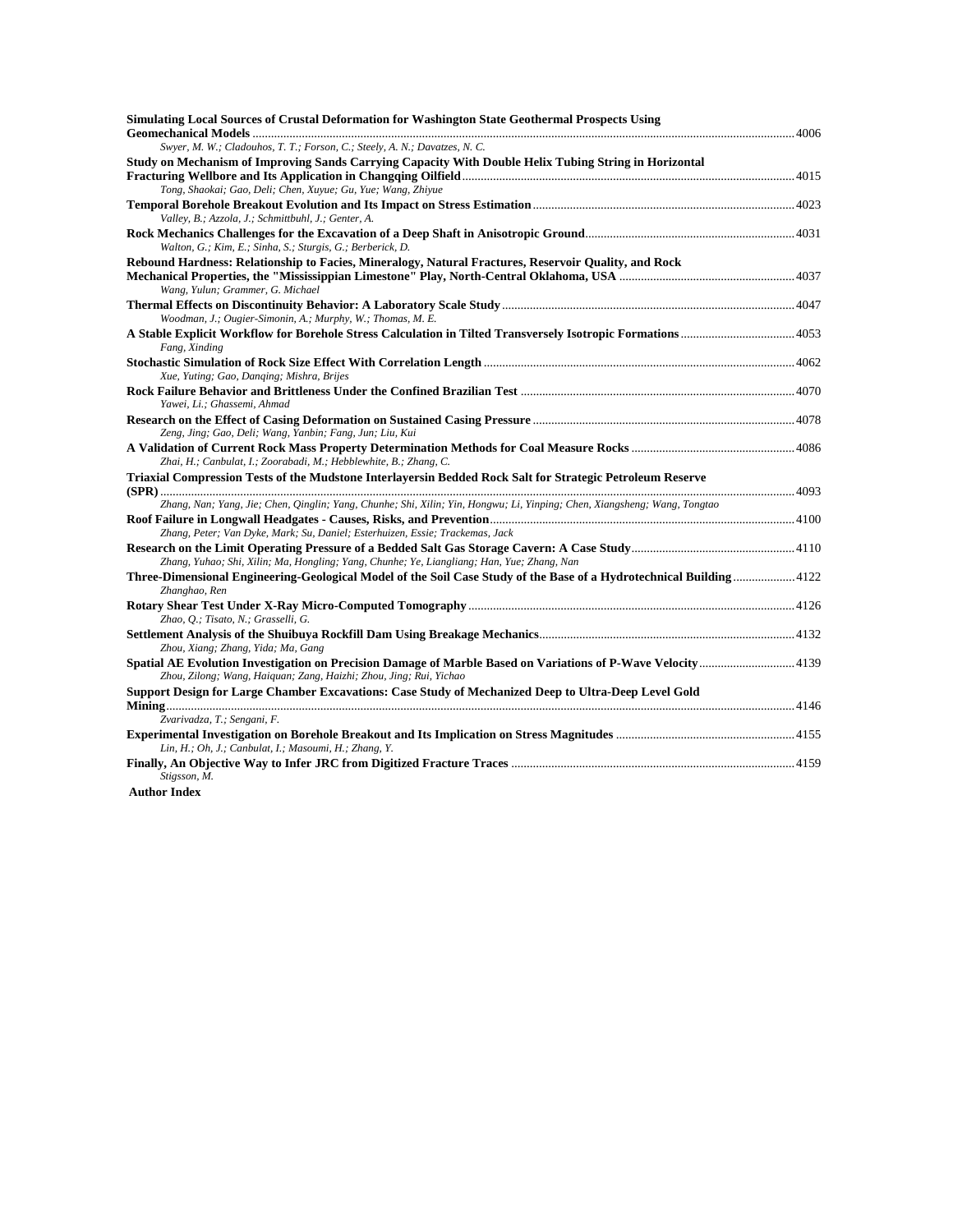**Simulating Local Sources of Crustal Deformation for Washington State Geothermal Prospects Using Geomechanical Models** ............ 4006
*Swyer, M. W.; Cladouhos, T. T.; Forson, C.; Steely, A. N.; Davatzes, N. C.*

**Study on Mechanism of Improving Sands Carrying Capacity With Double Helix Tubing String in Horizontal Fracturing Wellbore and Its Application in Changqing Oilfield** ............ 4015
*Tong, Shaokai; Gao, Deli; Chen, Xuyue; Gu, Yue; Wang, Zhiyue*

**Temporal Borehole Breakout Evolution and Its Impact on Stress Estimation** ............ 4023
*Valley, B.; Azzola, J.; Schmittbuhl, J.; Genter, A.*

**Rock Mechanics Challenges for the Excavation of a Deep Shaft in Anisotropic Ground** ............ 4031
*Walton, G.; Kim, E.; Sinha, S.; Sturgis, G.; Berberick, D.*

**Rebound Hardness: Relationship to Facies, Mineralogy, Natural Fractures, Reservoir Quality, and Rock Mechanical Properties, the "Mississippian Limestone" Play, North-Central Oklahoma, USA** ............ 4037
*Wang, Yulun; Grammer, G. Michael*

**Thermal Effects on Discontinuity Behavior: A Laboratory Scale Study** ............ 4047
*Woodman, J.; Ougier-Simonin, A.; Murphy, W.; Thomas, M. E.*

**A Stable Explicit Workflow for Borehole Stress Calculation in Tilted Transversely Isotropic Formations** ............ 4053
*Fang, Xinding*

**Stochastic Simulation of Rock Size Effect With Correlation Length** ............ 4062
*Xue, Yuting; Gao, Danqing; Mishra, Brijes*

**Rock Failure Behavior and Brittleness Under the Confined Brazilian Test** ............ 4070
*Yawei, Li.; Ghassemi, Ahmad*

**Research on the Effect of Casing Deformation on Sustained Casing Pressure** ............ 4078
*Zeng, Jing; Gao, Deli; Wang, Yanbin; Fang, Jun; Liu, Kui*

**A Validation of Current Rock Mass Property Determination Methods for Coal Measure Rocks** ............ 4086
*Zhai, H.; Canbulat, I.; Zoorabadi, M.; Hebblewhite, B.; Zhang, C.*

**Triaxial Compression Tests of the Mudstone Interlayersin Bedded Rock Salt for Strategic Petroleum Reserve (SPR)** ............ 4093
*Zhang, Nan; Yang, Jie; Chen, Qinglin; Yang, Chunhe; Shi, Xilin; Yin, Hongwu; Li, Yinping; Chen, Xiangsheng; Wang, Tongtao*

**Roof Failure in Longwall Headgates - Causes, Risks, and Prevention** ............ 4100
*Zhang, Peter; Van Dyke, Mark; Su, Daniel; Esterhuizen, Essie; Trackemas, Jack*

**Research on the Limit Operating Pressure of a Bedded Salt Gas Storage Cavern: A Case Study** ............ 4110
*Zhang, Yuhao; Shi, Xilin; Ma, Hongling; Yang, Chunhe; Ye, Liangliang; Han, Yue; Zhang, Nan*

**Three-Dimensional Engineering-Geological Model of the Soil Case Study of the Base of a Hydrotechnical Building** ............ 4122
*Zhanghao, Ren*

**Rotary Shear Test Under X-Ray Micro-Computed Tomography** ............ 4126
*Zhao, Q.; Tisato, N.; Grasselli, G.*

**Settlement Analysis of the Shuibuya Rockfill Dam Using Breakage Mechanics** ............ 4132
*Zhou, Xiang; Zhang, Yida; Ma, Gang*

**Spatial AE Evolution Investigation on Precision Damage of Marble Based on Variations of P-Wave Velocity** ............ 4139
*Zhou, Zilong; Wang, Haiquan; Zang, Haizhi; Zhou, Jing; Rui, Yichao*

**Support Design for Large Chamber Excavations: Case Study of Mechanized Deep to Ultra-Deep Level Gold Mining** ............ 4146
*Zvarivadza, T.; Sengani, F.*

**Experimental Investigation on Borehole Breakout and Its Implication on Stress Magnitudes** ............ 4155
*Lin, H.; Oh, J.; Canbulat, I.; Masoumi, H.; Zhang, Y.*

**Finally, An Objective Way to Infer JRC from Digitized Fracture Traces** ............ 4159
*Stigsson, M.*

**Author Index**